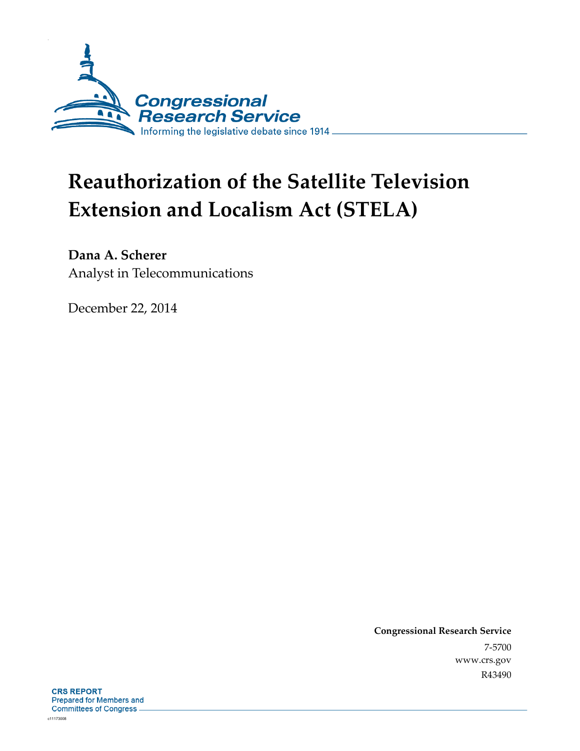Congressional Research Service

Informing the legislative debate since 1914

# Reauthorization of the Satellite Television Extension and Localism Act (STELA)

**Dana A. Scherer**
Analyst in Telecommunications

December 22, 2014

**Congressional Research Service**
7-5700
www.crs.gov
R43490

**CRS REPORT**
Prepared for Members and Committees of Congress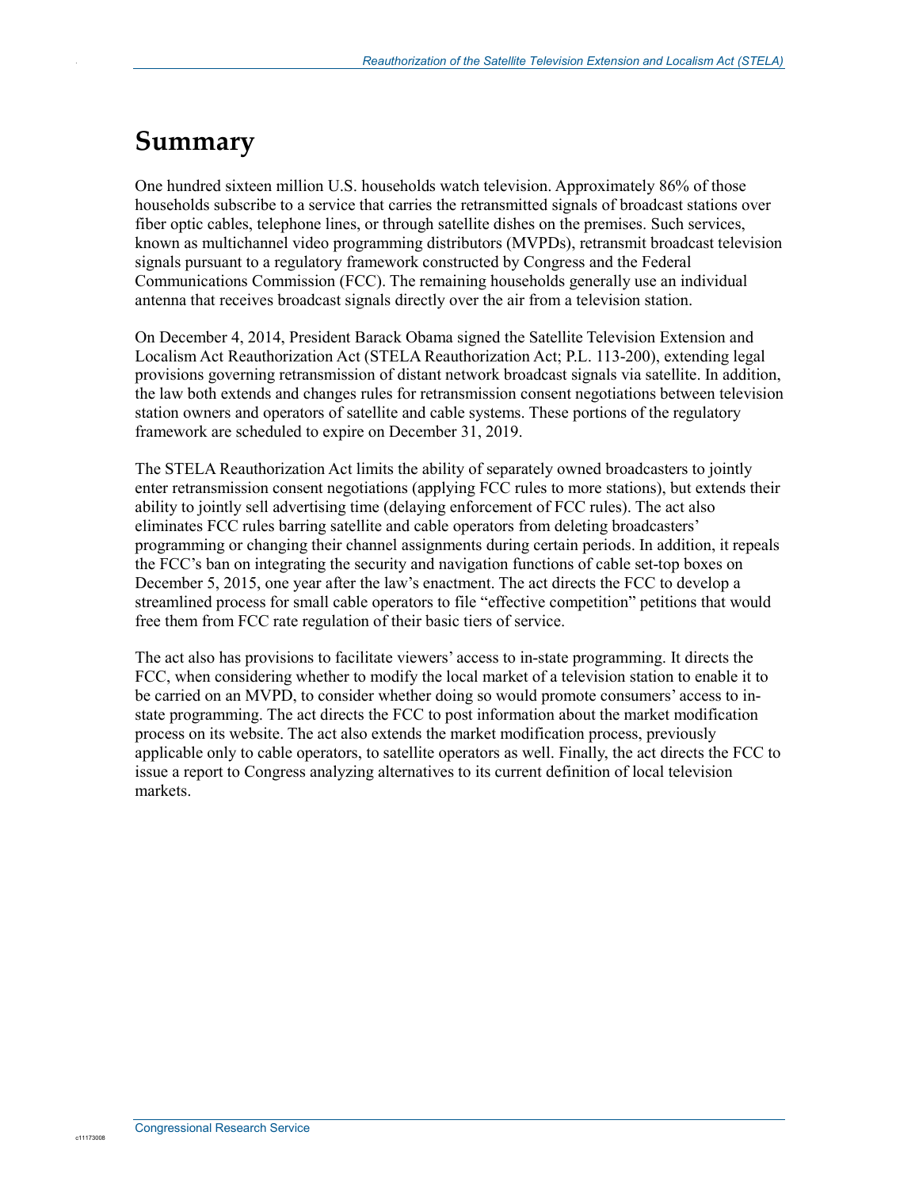# Summary

One hundred sixteen million U.S. households watch television. Approximately 86% of those households subscribe to a service that carries the retransmitted signals of broadcast stations over fiber optic cables, telephone lines, or through satellite dishes on the premises. Such services, known as multichannel video programming distributors (MVPDs), retransmit broadcast television signals pursuant to a regulatory framework constructed by Congress and the Federal Communications Commission (FCC). The remaining households generally use an individual antenna that receives broadcast signals directly over the air from a television station.

On December 4, 2014, President Barack Obama signed the Satellite Television Extension and Localism Act Reauthorization Act (STELA Reauthorization Act; P.L. 113-200), extending legal provisions governing retransmission of distant network broadcast signals via satellite. In addition, the law both extends and changes rules for retransmission consent negotiations between television station owners and operators of satellite and cable systems. These portions of the regulatory framework are scheduled to expire on December 31, 2019.

The STELA Reauthorization Act limits the ability of separately owned broadcasters to jointly enter retransmission consent negotiations (applying FCC rules to more stations), but extends their ability to jointly sell advertising time (delaying enforcement of FCC rules). The act also eliminates FCC rules barring satellite and cable operators from deleting broadcasters' programming or changing their channel assignments during certain periods. In addition, it repeals the FCC's ban on integrating the security and navigation functions of cable set-top boxes on December 5, 2015, one year after the law's enactment. The act directs the FCC to develop a streamlined process for small cable operators to file "effective competition" petitions that would free them from FCC rate regulation of their basic tiers of service.

The act also has provisions to facilitate viewers' access to in-state programming. It directs the FCC, when considering whether to modify the local market of a television station to enable it to be carried on an MVPD, to consider whether doing so would promote consumers' access to in-state programming. The act directs the FCC to post information about the market modification process on its website. The act also extends the market modification process, previously applicable only to cable operators, to satellite operators as well. Finally, the act directs the FCC to issue a report to Congress analyzing alternatives to its current definition of local television markets.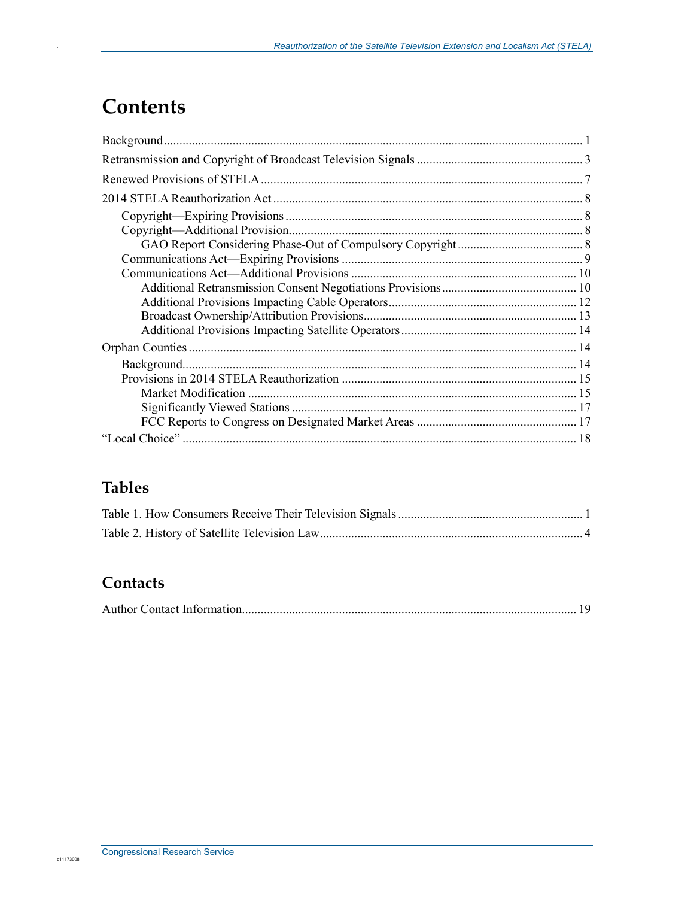# Contents

Background ........................................................................................................................ 1

Retransmission and Copyright of Broadcast Television Signals ..................................................... 3

Renewed Provisions of STELA ....................................................................................................... 7

2014 STELA Reauthorization Act .................................................................................................. 8

- Copyright—Expiring Provisions .............................................................................................. 8
- Copyright—Additional Provision............................................................................................. 8
  - GAO Report Considering Phase-Out of Compulsory Copyright ........................................ 8
- Communications Act—Expiring Provisions ............................................................................ 9
- Communications Act—Additional Provisions ........................................................................ 10
  - Additional Retransmission Consent Negotiations Provisions ........................................... 10
  - Additional Provisions Impacting Cable Operators............................................................ 12
  - Broadcast Ownership/Attribution Provisions.................................................................... 13
  - Additional Provisions Impacting Satellite Operators ........................................................ 14

Orphan Counties ........................................................................................................................... 14

- Background............................................................................................................................. 14
- Provisions in 2014 STELA Reauthorization ........................................................................... 15
  - Market Modification ........................................................................................................ 15
  - Significantly Viewed Stations ........................................................................................... 17
  - FCC Reports to Congress on Designated Market Areas ................................................... 17

"Local Choice" ............................................................................................................................. 18

## Tables

Table 1. How Consumers Receive Their Television Signals ........................................................... 1

Table 2. History of Satellite Television Law.................................................................................... 4

## Contacts

Author Contact Information........................................................................................................... 19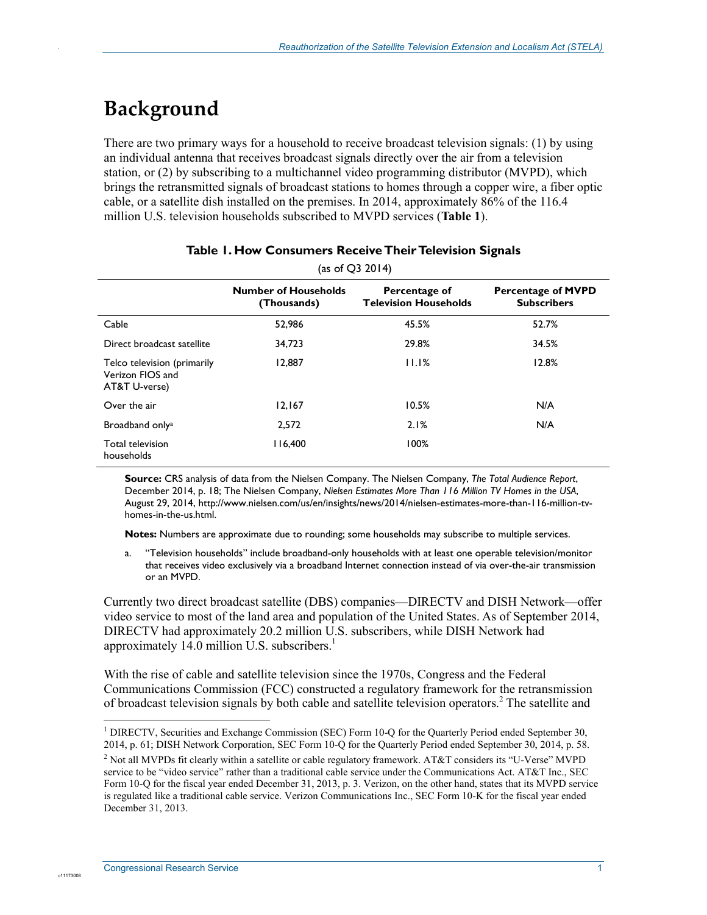# Background

There are two primary ways for a household to receive broadcast television signals: (1) by using an individual antenna that receives broadcast signals directly over the air from a television station, or (2) by subscribing to a multichannel video programming distributor (MVPD), which brings the retransmitted signals of broadcast stations to homes through a copper wire, a fiber optic cable, or a satellite dish installed on the premises. In 2014, approximately 86% of the 116.4 million U.S. television households subscribed to MVPD services (**Table 1**).

**Table 1. How Consumers Receive Their Television Signals**

(as of Q3 2014)

| | Number of Households (Thousands) | Percentage of Television Households | Percentage of MVPD Subscribers |
|---|---|---|---|
| Cable | 52,986 | 45.5% | 52.7% |
| Direct broadcast satellite | 34,723 | 29.8% | 34.5% |
| Telco television (primarily Verizon FIOS and AT&T U-verse) | 12,887 | 11.1% | 12.8% |
| Over the air | 12,167 | 10.5% | N/A |
| Broadband only[a] | 2,572 | 2.1% | N/A |
| Total television households | 116,400 | 100% | |

**Source:** CRS analysis of data from the Nielsen Company. The Nielsen Company, *The Total Audience Report*, December 2014, p. 18; The Nielsen Company, *Nielsen Estimates More Than 116 Million TV Homes in the USA*, August 29, 2014, http://www.nielsen.com/us/en/insights/news/2014/nielsen-estimates-more-than-116-million-tv-homes-in-the-us.html.

**Notes:** Numbers are approximate due to rounding; some households may subscribe to multiple services.

a. "Television households" include broadband-only households with at least one operable television/monitor that receives video exclusively via a broadband Internet connection instead of via over-the-air transmission or an MVPD.

Currently two direct broadcast satellite (DBS) companies—DIRECTV and DISH Network—offer video service to most of the land area and population of the United States. As of September 2014, DIRECTV had approximately 20.2 million U.S. subscribers, while DISH Network had approximately 14.0 million U.S. subscribers.[1]

With the rise of cable and satellite television since the 1970s, Congress and the Federal Communications Commission (FCC) constructed a regulatory framework for the retransmission of broadcast television signals by both cable and satellite television operators.[2] The satellite and

[1] DIRECTV, Securities and Exchange Commission (SEC) Form 10-Q for the Quarterly Period ended September 30, 2014, p. 61; DISH Network Corporation, SEC Form 10-Q for the Quarterly Period ended September 30, 2014, p. 58.

[2] Not all MVPDs fit clearly within a satellite or cable regulatory framework. AT&T considers its "U-Verse" MVPD service to be "video service" rather than a traditional cable service under the Communications Act. AT&T Inc., SEC Form 10-Q for the fiscal year ended December 31, 2013, p. 3. Verizon, on the other hand, states that its MVPD service is regulated like a traditional cable service. Verizon Communications Inc., SEC Form 10-K for the fiscal year ended December 31, 2013.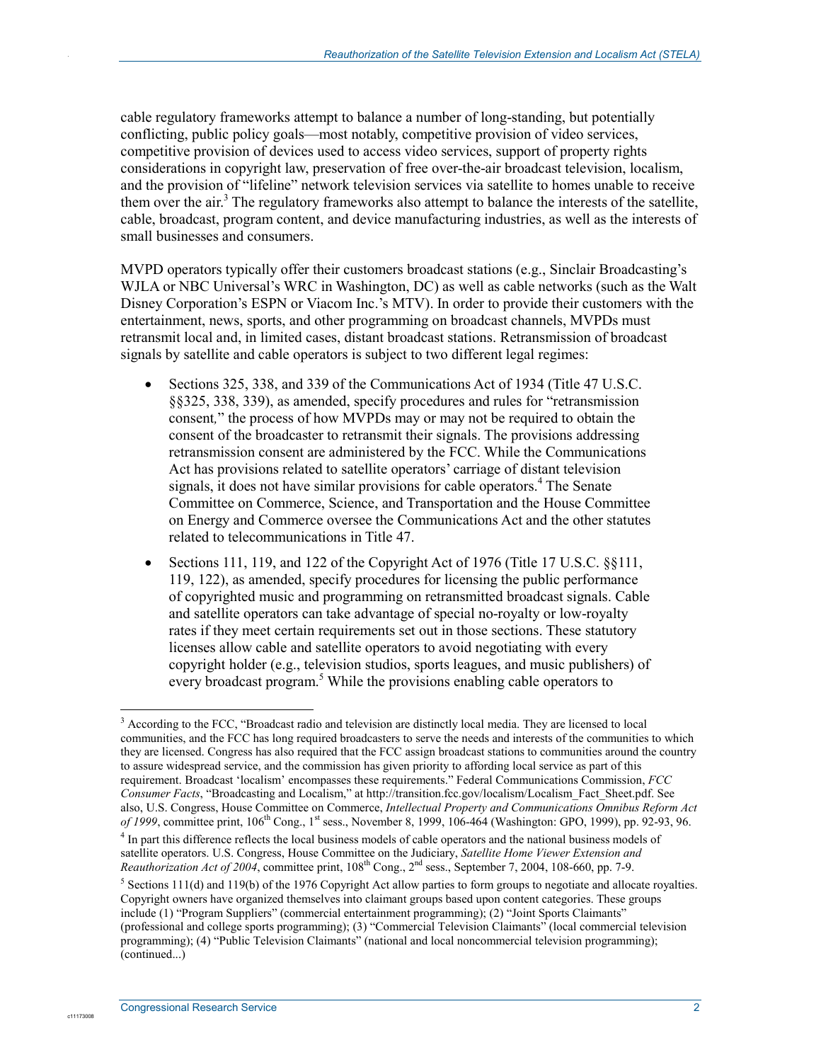cable regulatory frameworks attempt to balance a number of long-standing, but potentially conflicting, public policy goals—most notably, competitive provision of video services, competitive provision of devices used to access video services, support of property rights considerations in copyright law, preservation of free over-the-air broadcast television, localism, and the provision of "lifeline" network television services via satellite to homes unable to receive them over the air.[3] The regulatory frameworks also attempt to balance the interests of the satellite, cable, broadcast, program content, and device manufacturing industries, as well as the interests of small businesses and consumers.

MVPD operators typically offer their customers broadcast stations (e.g., Sinclair Broadcasting's WJLA or NBC Universal's WRC in Washington, DC) as well as cable networks (such as the Walt Disney Corporation's ESPN or Viacom Inc.'s MTV). In order to provide their customers with the entertainment, news, sports, and other programming on broadcast channels, MVPDs must retransmit local and, in limited cases, distant broadcast stations. Retransmission of broadcast signals by satellite and cable operators is subject to two different legal regimes:

- Sections 325, 338, and 339 of the Communications Act of 1934 (Title 47 U.S.C. §§325, 338, 339), as amended, specify procedures and rules for "retransmission consent," the process of how MVPDs may or may not be required to obtain the consent of the broadcaster to retransmit their signals. The provisions addressing retransmission consent are administered by the FCC. While the Communications Act has provisions related to satellite operators' carriage of distant television signals, it does not have similar provisions for cable operators.[4] The Senate Committee on Commerce, Science, and Transportation and the House Committee on Energy and Commerce oversee the Communications Act and the other statutes related to telecommunications in Title 47.
- Sections 111, 119, and 122 of the Copyright Act of 1976 (Title 17 U.S.C. §§111, 119, 122), as amended, specify procedures for licensing the public performance of copyrighted music and programming on retransmitted broadcast signals. Cable and satellite operators can take advantage of special no-royalty or low-royalty rates if they meet certain requirements set out in those sections. These statutory licenses allow cable and satellite operators to avoid negotiating with every copyright holder (e.g., television studios, sports leagues, and music publishers) of every broadcast program.[5] While the provisions enabling cable operators to

---

[3] According to the FCC, "Broadcast radio and television are distinctly local media. They are licensed to local communities, and the FCC has long required broadcasters to serve the needs and interests of the communities to which they are licensed. Congress has also required that the FCC assign broadcast stations to communities around the country to assure widespread service, and the commission has given priority to affording local service as part of this requirement. Broadcast 'localism' encompasses these requirements." Federal Communications Commission, *FCC Consumer Facts*, "Broadcasting and Localism," at http://transition.fcc.gov/localism/Localism_Fact_Sheet.pdf. See also, U.S. Congress, House Committee on Commerce, *Intellectual Property and Communications Omnibus Reform Act of 1999*, committee print, 106th Cong., 1st sess., November 8, 1999, 106-464 (Washington: GPO, 1999), pp. 92-93, 96.

[4] In part this difference reflects the local business models of cable operators and the national business models of satellite operators. U.S. Congress, House Committee on the Judiciary, *Satellite Home Viewer Extension and Reauthorization Act of 2004*, committee print, 108th Cong., 2nd sess., September 7, 2004, 108-660, pp. 7-9.

[5] Sections 111(d) and 119(b) of the 1976 Copyright Act allow parties to form groups to negotiate and allocate royalties. Copyright owners have organized themselves into claimant groups based upon content categories. These groups include (1) "Program Suppliers" (commercial entertainment programming); (2) "Joint Sports Claimants" (professional and college sports programming); (3) "Commercial Television Claimants" (local commercial television programming); (4) "Public Television Claimants" (national and local noncommercial television programming); (continued...)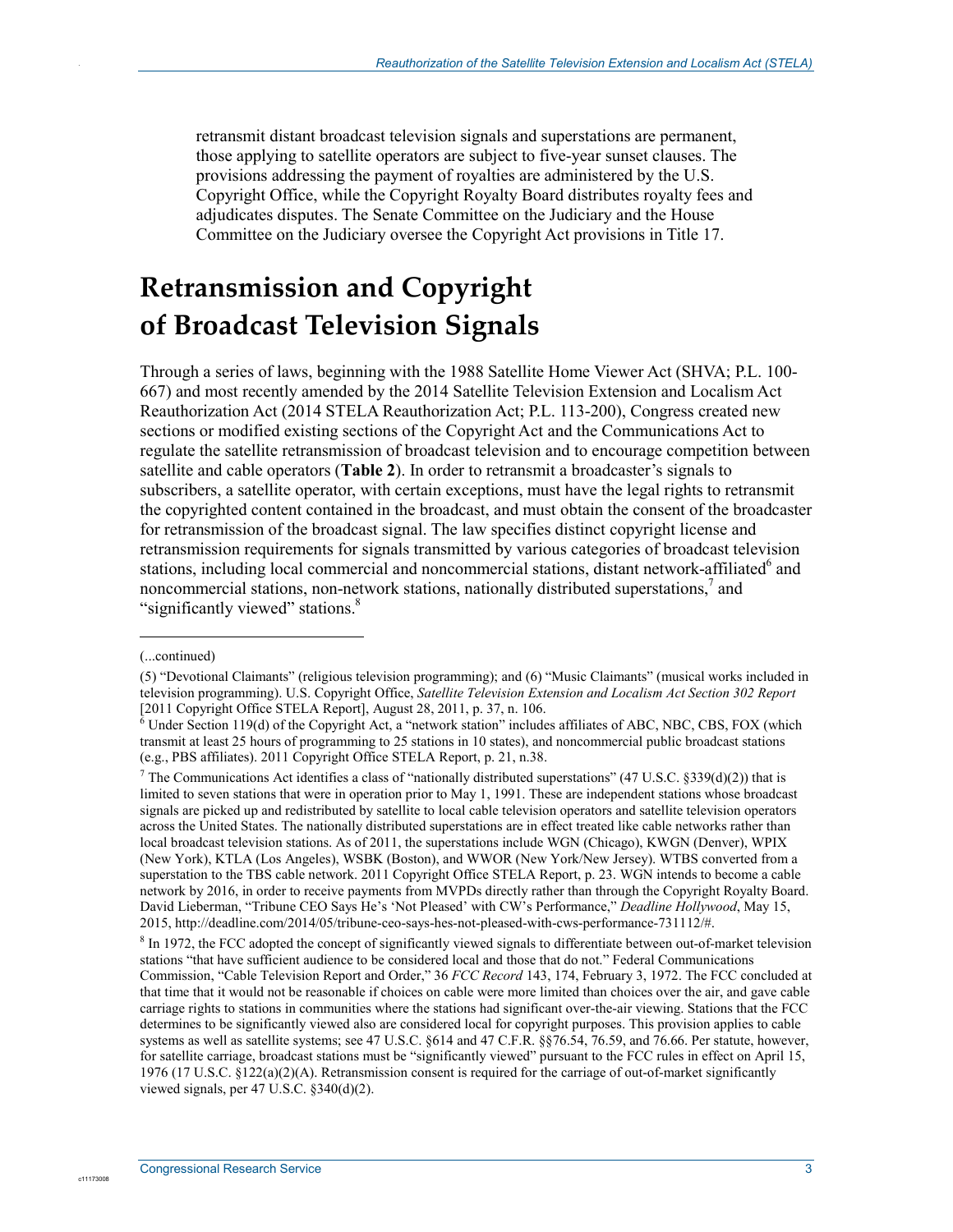retransmit distant broadcast television signals and superstations are permanent, those applying to satellite operators are subject to five-year sunset clauses. The provisions addressing the payment of royalties are administered by the U.S. Copyright Office, while the Copyright Royalty Board distributes royalty fees and adjudicates disputes. The Senate Committee on the Judiciary and the House Committee on the Judiciary oversee the Copyright Act provisions in Title 17.

# Retransmission and Copyright of Broadcast Television Signals

Through a series of laws, beginning with the 1988 Satellite Home Viewer Act (SHVA; P.L. 100-667) and most recently amended by the 2014 Satellite Television Extension and Localism Act Reauthorization Act (2014 STELA Reauthorization Act; P.L. 113-200), Congress created new sections or modified existing sections of the Copyright Act and the Communications Act to regulate the satellite retransmission of broadcast television and to encourage competition between satellite and cable operators (**Table 2**). In order to retransmit a broadcaster's signals to subscribers, a satellite operator, with certain exceptions, must have the legal rights to retransmit the copyrighted content contained in the broadcast, and must obtain the consent of the broadcaster for retransmission of the broadcast signal. The law specifies distinct copyright license and retransmission requirements for signals transmitted by various categories of broadcast television stations, including local commercial and noncommercial stations, distant network-affiliated[6] and noncommercial stations, non-network stations, nationally distributed superstations,[7] and "significantly viewed" stations.[8]

---

(...continued)

(5) "Devotional Claimants" (religious television programming); and (6) "Music Claimants" (musical works included in television programming). U.S. Copyright Office, *Satellite Television Extension and Localism Act Section 302 Report* [2011 Copyright Office STELA Report], August 28, 2011, p. 37, n. 106.

[6] Under Section 119(d) of the Copyright Act, a "network station" includes affiliates of ABC, NBC, CBS, FOX (which transmit at least 25 hours of programming to 25 stations in 10 states), and noncommercial public broadcast stations (e.g., PBS affiliates). 2011 Copyright Office STELA Report, p. 21, n.38.

[7] The Communications Act identifies a class of "nationally distributed superstations" (47 U.S.C. §339(d)(2)) that is limited to seven stations that were in operation prior to May 1, 1991. These are independent stations whose broadcast signals are picked up and redistributed by satellite to local cable television operators and satellite television operators across the United States. The nationally distributed superstations are in effect treated like cable networks rather than local broadcast television stations. As of 2011, the superstations include WGN (Chicago), KWGN (Denver), WPIX (New York), KTLA (Los Angeles), WSBK (Boston), and WWOR (New York/New Jersey). WTBS converted from a superstation to the TBS cable network. 2011 Copyright Office STELA Report, p. 23. WGN intends to become a cable network by 2016, in order to receive payments from MVPDs directly rather than through the Copyright Royalty Board. David Lieberman, "Tribune CEO Says He's 'Not Pleased' with CW's Performance," *Deadline Hollywood*, May 15, 2015, http://deadline.com/2014/05/tribune-ceo-says-hes-not-pleased-with-cws-performance-731112/#.

[8] In 1972, the FCC adopted the concept of significantly viewed signals to differentiate between out-of-market television stations "that have sufficient audience to be considered local and those that do not." Federal Communications Commission, "Cable Television Report and Order," 36 *FCC Record* 143, 174, February 3, 1972. The FCC concluded at that time that it would not be reasonable if choices on cable were more limited than choices over the air, and gave cable carriage rights to stations in communities where the stations had significant over-the-air viewing. Stations that the FCC determines to be significantly viewed also are considered local for copyright purposes. This provision applies to cable systems as well as satellite systems; see 47 U.S.C. §614 and 47 C.F.R. §§76.54, 76.59, and 76.66. Per statute, however, for satellite carriage, broadcast stations must be "significantly viewed" pursuant to the FCC rules in effect on April 15, 1976 (17 U.S.C. §122(a)(2)(A). Retransmission consent is required for the carriage of out-of-market significantly viewed signals, per 47 U.S.C. §340(d)(2).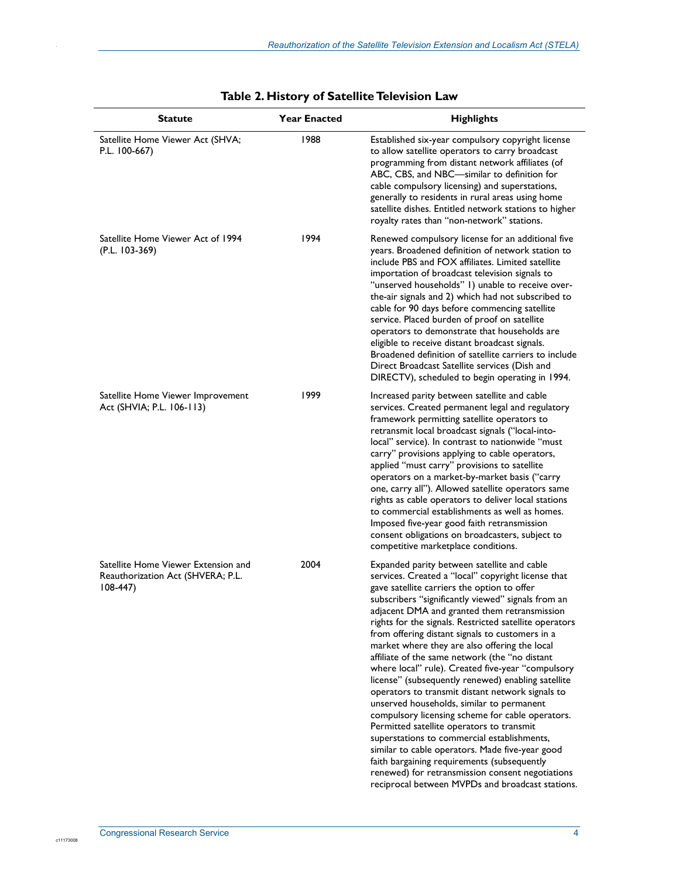**Table 2. History of Satellite Television Law**

| Statute | Year Enacted | Highlights |
|---|---|---|
| Satellite Home Viewer Act (SHVA; P.L. 100-667) | 1988 | Established six-year compulsory copyright license to allow satellite operators to carry broadcast programming from distant network affiliates (of ABC, CBS, and NBC—similar to definition for cable compulsory licensing) and superstations, generally to residents in rural areas using home satellite dishes. Entitled network stations to higher royalty rates than "non-network" stations. |
| Satellite Home Viewer Act of 1994 (P.L. 103-369) | 1994 | Renewed compulsory license for an additional five years. Broadened definition of network station to include PBS and FOX affiliates. Limited satellite importation of broadcast television signals to "unserved households" 1) unable to receive over-the-air signals and 2) which had not subscribed to cable for 90 days before commencing satellite service. Placed burden of proof on satellite operators to demonstrate that households are eligible to receive distant broadcast signals. Broadened definition of satellite carriers to include Direct Broadcast Satellite services (Dish and DIRECTV), scheduled to begin operating in 1994. |
| Satellite Home Viewer Improvement Act (SHVIA; P.L. 106-113) | 1999 | Increased parity between satellite and cable services. Created permanent legal and regulatory framework permitting satellite operators to retransmit local broadcast signals ("local-into-local" service). In contrast to nationwide "must carry" provisions applying to cable operators, applied "must carry" provisions to satellite operators on a market-by-market basis ("carry one, carry all"). Allowed satellite operators same rights as cable operators to deliver local stations to commercial establishments as well as homes. Imposed five-year good faith retransmission consent obligations on broadcasters, subject to competitive marketplace conditions. |
| Satellite Home Viewer Extension and Reauthorization Act (SHVERA; P.L. 108-447) | 2004 | Expanded parity between satellite and cable services. Created a "local" copyright license that gave satellite carriers the option to offer subscribers "significantly viewed" signals from an adjacent DMA and granted them retransmission rights for the signals. Restricted satellite operators from offering distant signals to customers in a market where they are also offering the local affiliate of the same network (the "no distant where local" rule). Created five-year "compulsory license" (subsequently renewed) enabling satellite operators to transmit distant network signals to unserved households, similar to permanent compulsory licensing scheme for cable operators. Permitted satellite operators to transmit superstations to commercial establishments, similar to cable operators. Made five-year good faith bargaining requirements (subsequently renewed) for retransmission consent negotiations reciprocal between MVPDs and broadcast stations. |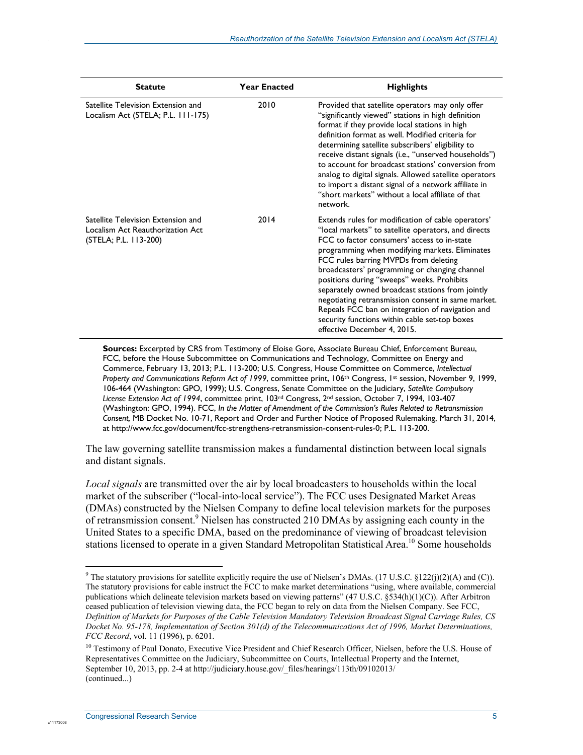| Statute | Year Enacted | Highlights |
| --- | --- | --- |
| Satellite Television Extension and Localism Act (STELA; P.L. 111-175) | 2010 | Provided that satellite operators may only offer "significantly viewed" stations in high definition format if they provide local stations in high definition format as well. Modified criteria for determining satellite subscribers' eligibility to receive distant signals (i.e., "unserved households") to account for broadcast stations' conversion from analog to digital signals. Allowed satellite operators to import a distant signal of a network affiliate in "short markets" without a local affiliate of that network. |
| Satellite Television Extension and Localism Act Reauthorization Act (STELA; P.L. 113-200) | 2014 | Extends rules for modification of cable operators' "local markets" to satellite operators, and directs FCC to factor consumers' access to in-state programming when modifying markets. Eliminates FCC rules barring MVPDs from deleting broadcasters' programming or changing channel positions during "sweeps" weeks. Prohibits separately owned broadcast stations from jointly negotiating retransmission consent in same market. Repeals FCC ban on integration of navigation and security functions within cable set-top boxes effective December 4, 2015. |

**Sources:** Excerpted by CRS from Testimony of Eloise Gore, Associate Bureau Chief, Enforcement Bureau, FCC, before the House Subcommittee on Communications and Technology, Committee on Energy and Commerce, February 13, 2013; P.L. 113-200; U.S. Congress, House Committee on Commerce, *Intellectual Property and Communications Reform Act of 1999*, committee print, 106th Congress, 1st session, November 9, 1999, 106-464 (Washington: GPO, 1999); U.S. Congress, Senate Committee on the Judiciary, *Satellite Compulsory License Extension Act of 1994*, committee print, 103rd Congress, 2nd session, October 7, 1994, 103-407 (Washington: GPO, 1994). FCC, *In the Matter of Amendment of the Commission's Rules Related to Retransmission Consent,* MB Docket No. 10-71, Report and Order and Further Notice of Proposed Rulemaking, March 31, 2014, at http://www.fcc.gov/document/fcc-strengthens-retransmission-consent-rules-0; P.L. 113-200.

The law governing satellite transmission makes a fundamental distinction between local signals and distant signals.

*Local signals* are transmitted over the air by local broadcasters to households within the local market of the subscriber ("local-into-local service"). The FCC uses Designated Market Areas (DMAs) constructed by the Nielsen Company to define local television markets for the purposes of retransmission consent.[9] Nielsen has constructed 210 DMAs by assigning each county in the United States to a specific DMA, based on the predominance of viewing of broadcast television stations licensed to operate in a given Standard Metropolitan Statistical Area.[10] Some households

[9] The statutory provisions for satellite explicitly require the use of Nielsen's DMAs. (17 U.S.C. §122(j)(2)(A) and (C)). The statutory provisions for cable instruct the FCC to make market determinations "using, where available, commercial publications which delineate television markets based on viewing patterns" (47 U.S.C. §534(h)(1)(C)). After Arbitron ceased publication of television viewing data, the FCC began to rely on data from the Nielsen Company. See FCC, *Definition of Markets for Purposes of the Cable Television Mandatory Television Broadcast Signal Carriage Rules, CS Docket No. 95-178, Implementation of Section 301(d) of the Telecommunications Act of 1996, Market Determinations, FCC Record*, vol. 11 (1996), p. 6201.

[10] Testimony of Paul Donato, Executive Vice President and Chief Research Officer, Nielsen, before the U.S. House of Representatives Committee on the Judiciary, Subcommittee on Courts, Intellectual Property and the Internet, September 10, 2013, pp. 2-4 at http://judiciary.house.gov/_files/hearings/113th/09102013/ (continued...)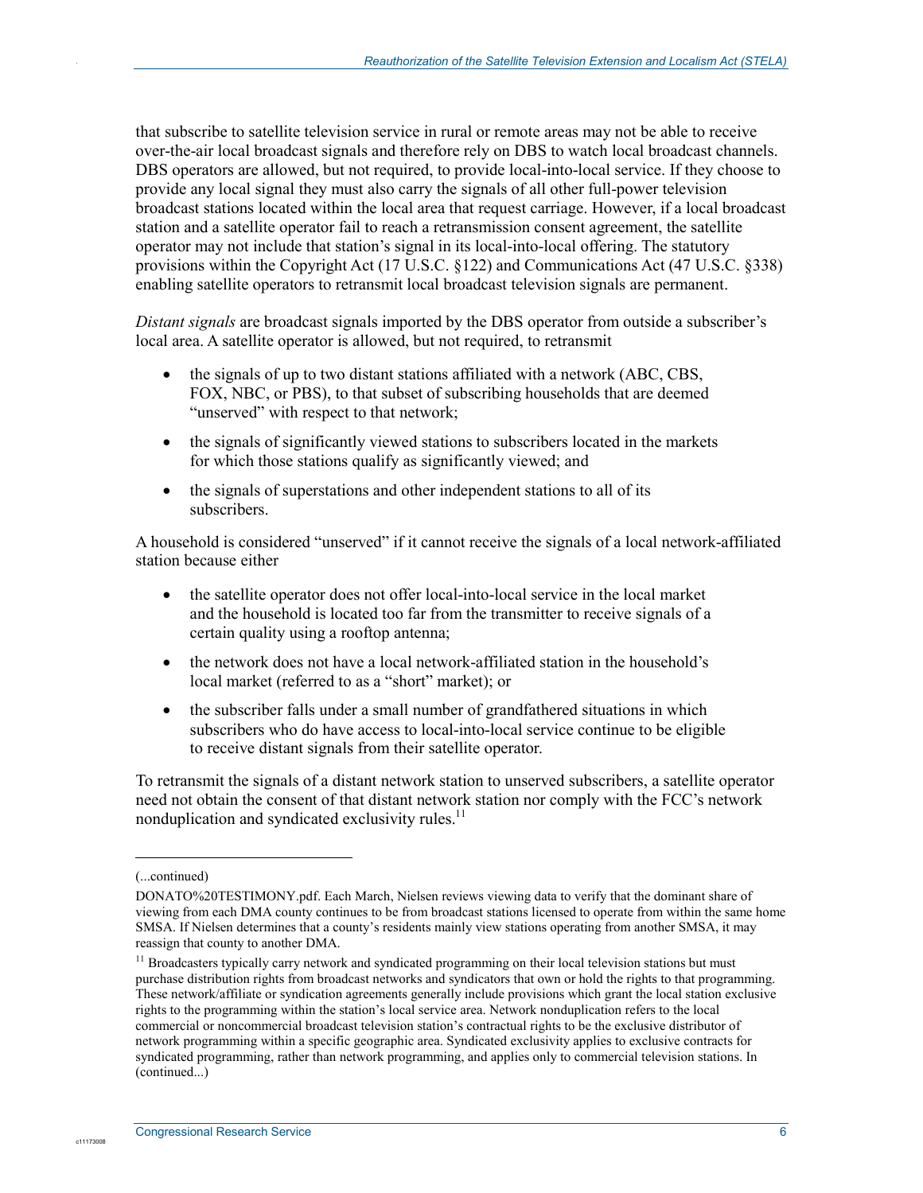that subscribe to satellite television service in rural or remote areas may not be able to receive over-the-air local broadcast signals and therefore rely on DBS to watch local broadcast channels. DBS operators are allowed, but not required, to provide local-into-local service. If they choose to provide any local signal they must also carry the signals of all other full-power television broadcast stations located within the local area that request carriage. However, if a local broadcast station and a satellite operator fail to reach a retransmission consent agreement, the satellite operator may not include that station's signal in its local-into-local offering. The statutory provisions within the Copyright Act (17 U.S.C. §122) and Communications Act (47 U.S.C. §338) enabling satellite operators to retransmit local broadcast television signals are permanent.

*Distant signals* are broadcast signals imported by the DBS operator from outside a subscriber's local area. A satellite operator is allowed, but not required, to retransmit

- the signals of up to two distant stations affiliated with a network (ABC, CBS, FOX, NBC, or PBS), to that subset of subscribing households that are deemed "unserved" with respect to that network;
- the signals of significantly viewed stations to subscribers located in the markets for which those stations qualify as significantly viewed; and
- the signals of superstations and other independent stations to all of its subscribers.

A household is considered "unserved" if it cannot receive the signals of a local network-affiliated station because either

- the satellite operator does not offer local-into-local service in the local market and the household is located too far from the transmitter to receive signals of a certain quality using a rooftop antenna;
- the network does not have a local network-affiliated station in the household's local market (referred to as a "short" market); or
- the subscriber falls under a small number of grandfathered situations in which subscribers who do have access to local-into-local service continue to be eligible to receive distant signals from their satellite operator.

To retransmit the signals of a distant network station to unserved subscribers, a satellite operator need not obtain the consent of that distant network station nor comply with the FCC's network nonduplication and syndicated exclusivity rules.[11]

---

(...continued)

DONATO%20TESTIMONY.pdf. Each March, Nielsen reviews viewing data to verify that the dominant share of viewing from each DMA county continues to be from broadcast stations licensed to operate from within the same home SMSA. If Nielsen determines that a county's residents mainly view stations operating from another SMSA, it may reassign that county to another DMA.

[11] Broadcasters typically carry network and syndicated programming on their local television stations but must purchase distribution rights from broadcast networks and syndicators that own or hold the rights to that programming. These network/affiliate or syndication agreements generally include provisions which grant the local station exclusive rights to the programming within the station's local service area. Network nonduplication refers to the local commercial or noncommercial broadcast television station's contractual rights to be the exclusive distributor of network programming within a specific geographic area. Syndicated exclusivity applies to exclusive contracts for syndicated programming, rather than network programming, and applies only to commercial television stations. In (continued...)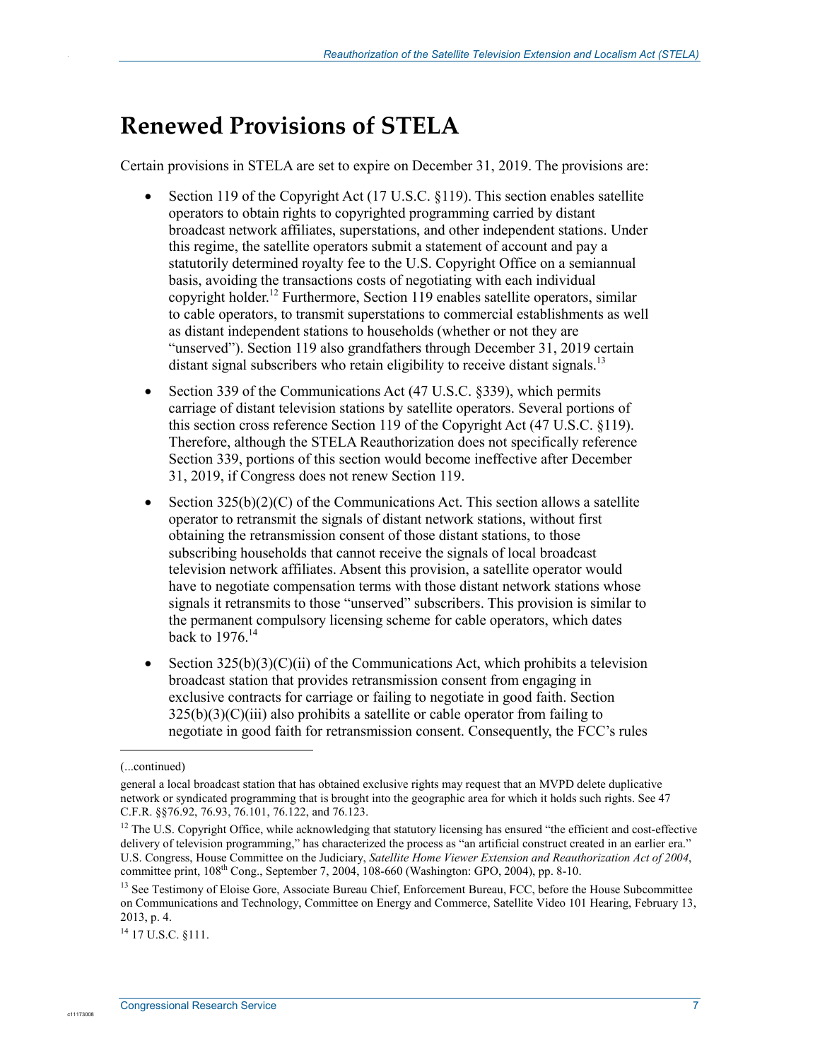## Renewed Provisions of STELA

Certain provisions in STELA are set to expire on December 31, 2019. The provisions are:

- Section 119 of the Copyright Act (17 U.S.C. §119). This section enables satellite operators to obtain rights to copyrighted programming carried by distant broadcast network affiliates, superstations, and other independent stations. Under this regime, the satellite operators submit a statement of account and pay a statutorily determined royalty fee to the U.S. Copyright Office on a semiannual basis, avoiding the transactions costs of negotiating with each individual copyright holder.[12] Furthermore, Section 119 enables satellite operators, similar to cable operators, to transmit superstations to commercial establishments as well as distant independent stations to households (whether or not they are "unserved"). Section 119 also grandfathers through December 31, 2019 certain distant signal subscribers who retain eligibility to receive distant signals.[13]
- Section 339 of the Communications Act (47 U.S.C. §339), which permits carriage of distant television stations by satellite operators. Several portions of this section cross reference Section 119 of the Copyright Act (47 U.S.C. §119). Therefore, although the STELA Reauthorization does not specifically reference Section 339, portions of this section would become ineffective after December 31, 2019, if Congress does not renew Section 119.
- Section 325(b)(2)(C) of the Communications Act. This section allows a satellite operator to retransmit the signals of distant network stations, without first obtaining the retransmission consent of those distant stations, to those subscribing households that cannot receive the signals of local broadcast television network affiliates. Absent this provision, a satellite operator would have to negotiate compensation terms with those distant network stations whose signals it retransmits to those "unserved" subscribers. This provision is similar to the permanent compulsory licensing scheme for cable operators, which dates back to 1976.[14]
- Section 325(b)(3)(C)(ii) of the Communications Act, which prohibits a television broadcast station that provides retransmission consent from engaging in exclusive contracts for carriage or failing to negotiate in good faith. Section 325(b)(3)(C)(iii) also prohibits a satellite or cable operator from failing to negotiate in good faith for retransmission consent. Consequently, the FCC's rules

---

(...continued)

general a local broadcast station that has obtained exclusive rights may request that an MVPD delete duplicative network or syndicated programming that is brought into the geographic area for which it holds such rights. See 47 C.F.R. §§76.92, 76.93, 76.101, 76.122, and 76.123.

[12] The U.S. Copyright Office, while acknowledging that statutory licensing has ensured "the efficient and cost-effective delivery of television programming," has characterized the process as "an artificial construct created in an earlier era." U.S. Congress, House Committee on the Judiciary, *Satellite Home Viewer Extension and Reauthorization Act of 2004*, committee print, 108th Cong., September 7, 2004, 108-660 (Washington: GPO, 2004), pp. 8-10.

[13] See Testimony of Eloise Gore, Associate Bureau Chief, Enforcement Bureau, FCC, before the House Subcommittee on Communications and Technology, Committee on Energy and Commerce, Satellite Video 101 Hearing, February 13, 2013, p. 4.

[14] 17 U.S.C. §111.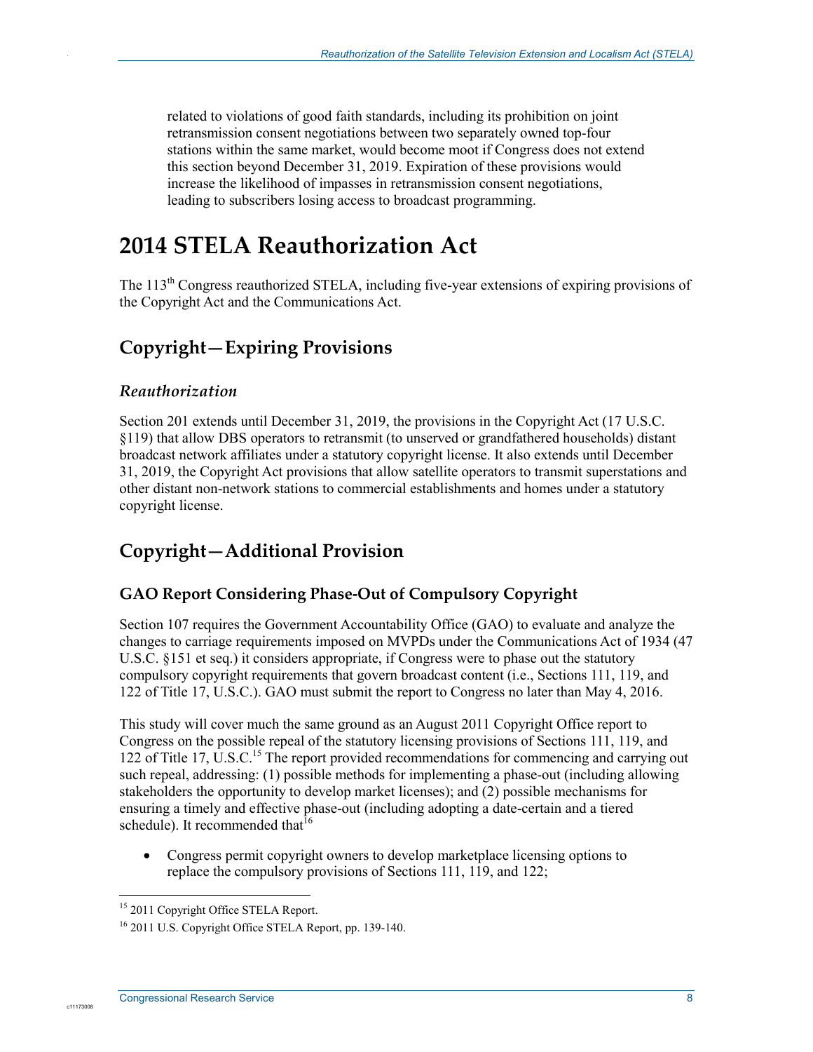related to violations of good faith standards, including its prohibition on joint retransmission consent negotiations between two separately owned top-four stations within the same market, would become moot if Congress does not extend this section beyond December 31, 2019. Expiration of these provisions would increase the likelihood of impasses in retransmission consent negotiations, leading to subscribers losing access to broadcast programming.

# 2014 STELA Reauthorization Act

The 113th Congress reauthorized STELA, including five-year extensions of expiring provisions of the Copyright Act and the Communications Act.

## Copyright—Expiring Provisions

### *Reauthorization*

Section 201 extends until December 31, 2019, the provisions in the Copyright Act (17 U.S.C. §119) that allow DBS operators to retransmit (to unserved or grandfathered households) distant broadcast network affiliates under a statutory copyright license. It also extends until December 31, 2019, the Copyright Act provisions that allow satellite operators to transmit superstations and other distant non-network stations to commercial establishments and homes under a statutory copyright license.

## Copyright—Additional Provision

### GAO Report Considering Phase-Out of Compulsory Copyright

Section 107 requires the Government Accountability Office (GAO) to evaluate and analyze the changes to carriage requirements imposed on MVPDs under the Communications Act of 1934 (47 U.S.C. §151 et seq.) it considers appropriate, if Congress were to phase out the statutory compulsory copyright requirements that govern broadcast content (i.e., Sections 111, 119, and 122 of Title 17, U.S.C.). GAO must submit the report to Congress no later than May 4, 2016.

This study will cover much the same ground as an August 2011 Copyright Office report to Congress on the possible repeal of the statutory licensing provisions of Sections 111, 119, and 122 of Title 17, U.S.C.[15] The report provided recommendations for commencing and carrying out such repeal, addressing: (1) possible methods for implementing a phase-out (including allowing stakeholders the opportunity to develop market licenses); and (2) possible mechanisms for ensuring a timely and effective phase-out (including adopting a date-certain and a tiered schedule). It recommended that[16]

- Congress permit copyright owners to develop marketplace licensing options to replace the compulsory provisions of Sections 111, 119, and 122;

[15] 2011 Copyright Office STELA Report.

[16] 2011 U.S. Copyright Office STELA Report, pp. 139-140.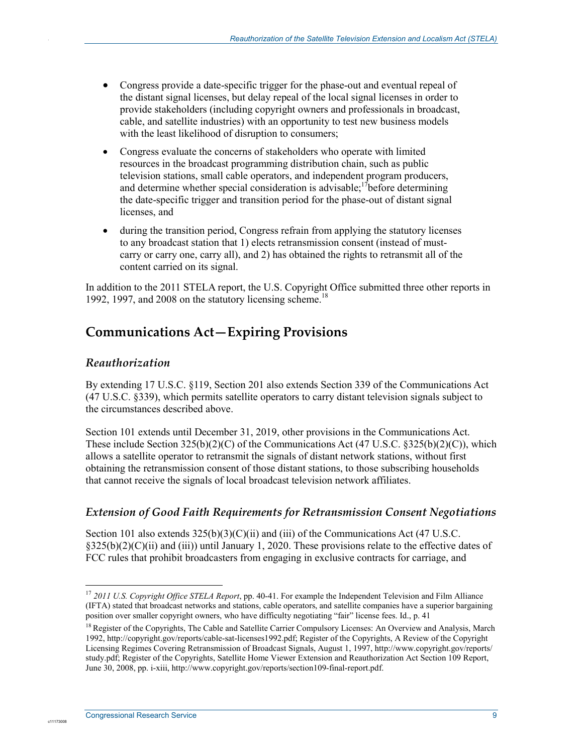- Congress provide a date-specific trigger for the phase-out and eventual repeal of the distant signal licenses, but delay repeal of the local signal licenses in order to provide stakeholders (including copyright owners and professionals in broadcast, cable, and satellite industries) with an opportunity to test new business models with the least likelihood of disruption to consumers;
- Congress evaluate the concerns of stakeholders who operate with limited resources in the broadcast programming distribution chain, such as public television stations, small cable operators, and independent program producers, and determine whether special consideration is advisable;[17]before determining the date-specific trigger and transition period for the phase-out of distant signal licenses, and
- during the transition period, Congress refrain from applying the statutory licenses to any broadcast station that 1) elects retransmission consent (instead of must-carry or carry one, carry all), and 2) has obtained the rights to retransmit all of the content carried on its signal.

In addition to the 2011 STELA report, the U.S. Copyright Office submitted three other reports in 1992, 1997, and 2008 on the statutory licensing scheme.[18]

## Communications Act—Expiring Provisions

### *Reauthorization*

By extending 17 U.S.C. §119, Section 201 also extends Section 339 of the Communications Act (47 U.S.C. §339), which permits satellite operators to carry distant television signals subject to the circumstances described above.

Section 101 extends until December 31, 2019, other provisions in the Communications Act. These include Section 325(b)(2)(C) of the Communications Act (47 U.S.C. §325(b)(2)(C)), which allows a satellite operator to retransmit the signals of distant network stations, without first obtaining the retransmission consent of those distant stations, to those subscribing households that cannot receive the signals of local broadcast television network affiliates.

### *Extension of Good Faith Requirements for Retransmission Consent Negotiations*

Section 101 also extends 325(b)(3)(C)(ii) and (iii) of the Communications Act (47 U.S.C. §325(b)(2)(C)(ii) and (iii)) until January 1, 2020. These provisions relate to the effective dates of FCC rules that prohibit broadcasters from engaging in exclusive contracts for carriage, and

---

[17] *2011 U.S. Copyright Office STELA Report*, pp. 40-41. For example the Independent Television and Film Alliance (IFTA) stated that broadcast networks and stations, cable operators, and satellite companies have a superior bargaining position over smaller copyright owners, who have difficulty negotiating "fair" license fees. Id., p. 41

[18] Register of the Copyrights, The Cable and Satellite Carrier Compulsory Licenses: An Overview and Analysis, March 1992, http://copyright.gov/reports/cable-sat-licenses1992.pdf; Register of the Copyrights, A Review of the Copyright Licensing Regimes Covering Retransmission of Broadcast Signals, August 1, 1997, http://www.copyright.gov/reports/study.pdf; Register of the Copyrights, Satellite Home Viewer Extension and Reauthorization Act Section 109 Report, June 30, 2008, pp. i-xiii, http://www.copyright.gov/reports/section109-final-report.pdf.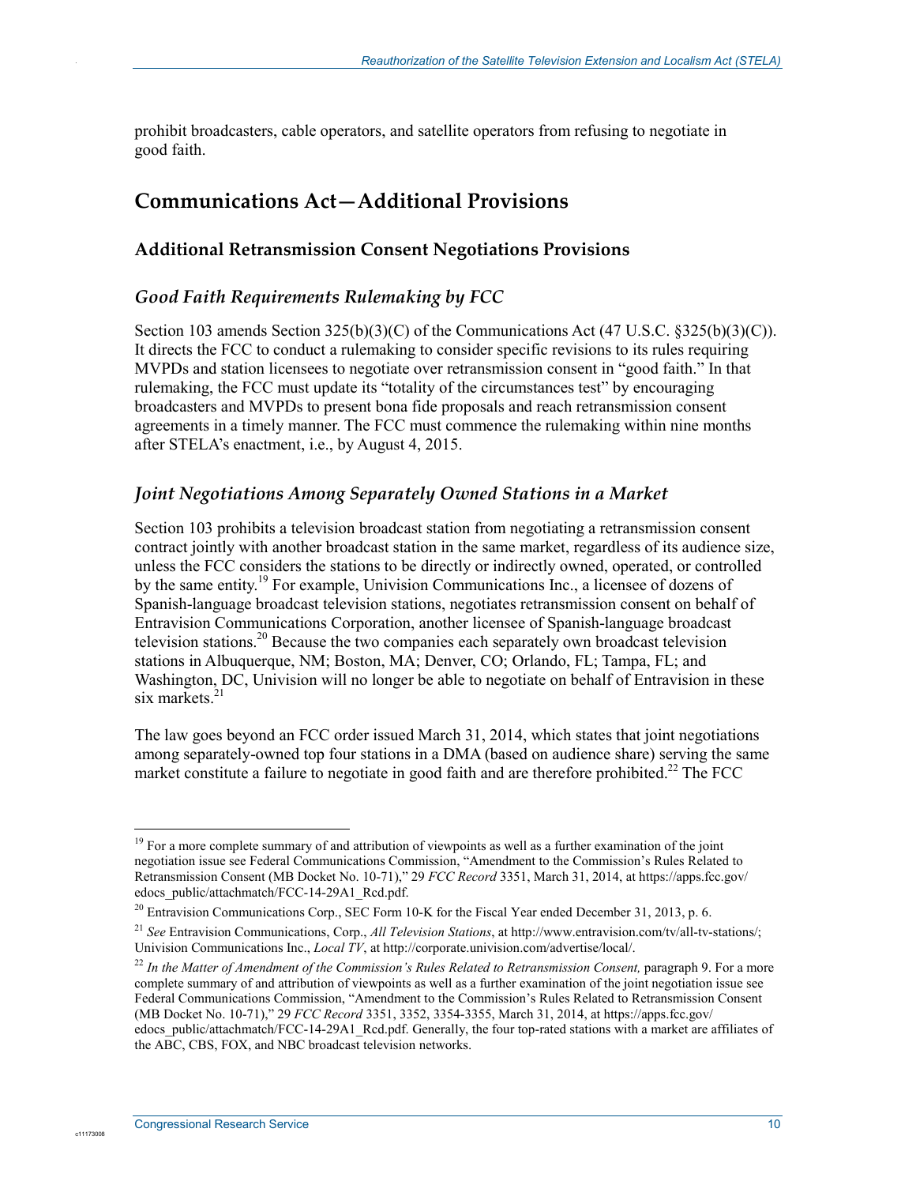prohibit broadcasters, cable operators, and satellite operators from refusing to negotiate in good faith.

## Communications Act—Additional Provisions

### Additional Retransmission Consent Negotiations Provisions

#### *Good Faith Requirements Rulemaking by FCC*

Section 103 amends Section 325(b)(3)(C) of the Communications Act (47 U.S.C. §325(b)(3)(C)). It directs the FCC to conduct a rulemaking to consider specific revisions to its rules requiring MVPDs and station licensees to negotiate over retransmission consent in "good faith." In that rulemaking, the FCC must update its "totality of the circumstances test" by encouraging broadcasters and MVPDs to present bona fide proposals and reach retransmission consent agreements in a timely manner. The FCC must commence the rulemaking within nine months after STELA's enactment, i.e., by August 4, 2015.

#### *Joint Negotiations Among Separately Owned Stations in a Market*

Section 103 prohibits a television broadcast station from negotiating a retransmission consent contract jointly with another broadcast station in the same market, regardless of its audience size, unless the FCC considers the stations to be directly or indirectly owned, operated, or controlled by the same entity.[19] For example, Univision Communications Inc., a licensee of dozens of Spanish-language broadcast television stations, negotiates retransmission consent on behalf of Entravision Communications Corporation, another licensee of Spanish-language broadcast television stations.[20] Because the two companies each separately own broadcast television stations in Albuquerque, NM; Boston, MA; Denver, CO; Orlando, FL; Tampa, FL; and Washington, DC, Univision will no longer be able to negotiate on behalf of Entravision in these six markets.[21]

The law goes beyond an FCC order issued March 31, 2014, which states that joint negotiations among separately-owned top four stations in a DMA (based on audience share) serving the same market constitute a failure to negotiate in good faith and are therefore prohibited.[22] The FCC

---

[19] For a more complete summary of and attribution of viewpoints as well as a further examination of the joint negotiation issue see Federal Communications Commission, "Amendment to the Commission's Rules Related to Retransmission Consent (MB Docket No. 10-71)," 29 *FCC Record* 3351, March 31, 2014, at https://apps.fcc.gov/edocs_public/attachmatch/FCC-14-29A1_Rcd.pdf.

[20] Entravision Communications Corp., SEC Form 10-K for the Fiscal Year ended December 31, 2013, p. 6.

[21] *See* Entravision Communications, Corp., *All Television Stations*, at http://www.entravision.com/tv/all-tv-stations/; Univision Communications Inc., *Local TV*, at http://corporate.univision.com/advertise/local/.

[22] *In the Matter of Amendment of the Commission's Rules Related to Retransmission Consent,* paragraph 9. For a more complete summary of and attribution of viewpoints as well as a further examination of the joint negotiation issue see Federal Communications Commission, "Amendment to the Commission's Rules Related to Retransmission Consent (MB Docket No. 10-71)," 29 *FCC Record* 3351, 3352, 3354-3355, March 31, 2014, at https://apps.fcc.gov/edocs_public/attachmatch/FCC-14-29A1_Rcd.pdf. Generally, the four top-rated stations with a market are affiliates of the ABC, CBS, FOX, and NBC broadcast television networks.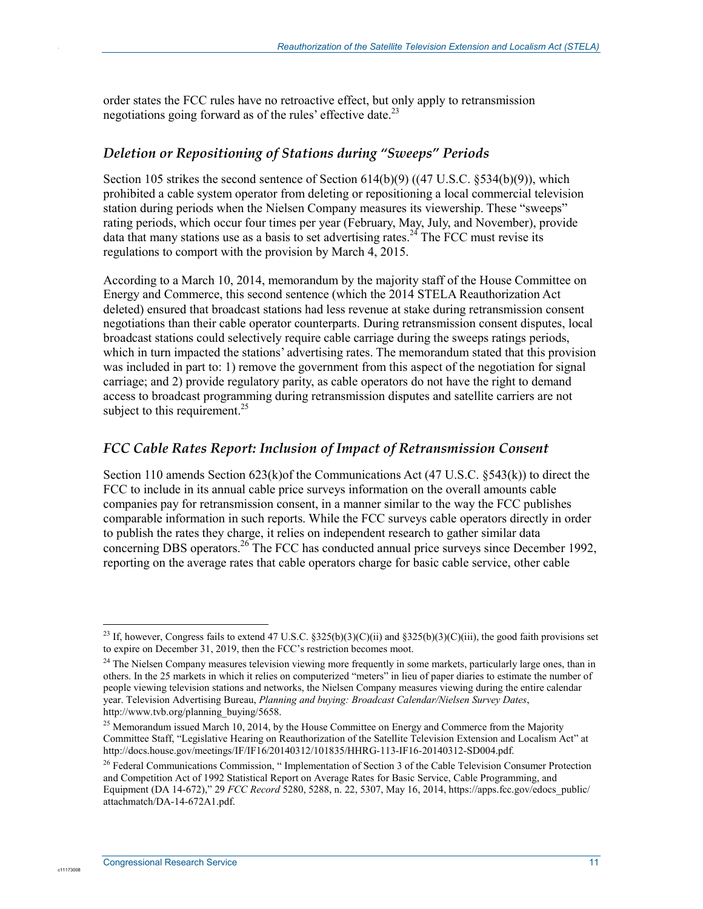order states the FCC rules have no retroactive effect, but only apply to retransmission negotiations going forward as of the rules' effective date.[23]

### *Deletion or Repositioning of Stations during "Sweeps" Periods*

Section 105 strikes the second sentence of Section 614(b)(9) ((47 U.S.C. §534(b)(9)), which prohibited a cable system operator from deleting or repositioning a local commercial television station during periods when the Nielsen Company measures its viewership. These "sweeps" rating periods, which occur four times per year (February, May, July, and November), provide data that many stations use as a basis to set advertising rates.[24] The FCC must revise its regulations to comport with the provision by March 4, 2015.

According to a March 10, 2014, memorandum by the majority staff of the House Committee on Energy and Commerce, this second sentence (which the 2014 STELA Reauthorization Act deleted) ensured that broadcast stations had less revenue at stake during retransmission consent negotiations than their cable operator counterparts. During retransmission consent disputes, local broadcast stations could selectively require cable carriage during the sweeps ratings periods, which in turn impacted the stations' advertising rates. The memorandum stated that this provision was included in part to: 1) remove the government from this aspect of the negotiation for signal carriage; and 2) provide regulatory parity, as cable operators do not have the right to demand access to broadcast programming during retransmission disputes and satellite carriers are not subject to this requirement.[25]

### *FCC Cable Rates Report: Inclusion of Impact of Retransmission Consent*

Section 110 amends Section 623(k)of the Communications Act (47 U.S.C. §543(k)) to direct the FCC to include in its annual cable price surveys information on the overall amounts cable companies pay for retransmission consent, in a manner similar to the way the FCC publishes comparable information in such reports. While the FCC surveys cable operators directly in order to publish the rates they charge, it relies on independent research to gather similar data concerning DBS operators.[26] The FCC has conducted annual price surveys since December 1992, reporting on the average rates that cable operators charge for basic cable service, other cable

---

[23] If, however, Congress fails to extend 47 U.S.C. §325(b)(3)(C)(ii) and §325(b)(3)(C)(iii), the good faith provisions set to expire on December 31, 2019, then the FCC's restriction becomes moot.

[24] The Nielsen Company measures television viewing more frequently in some markets, particularly large ones, than in others. In the 25 markets in which it relies on computerized "meters" in lieu of paper diaries to estimate the number of people viewing television stations and networks, the Nielsen Company measures viewing during the entire calendar year. Television Advertising Bureau, *Planning and buying: Broadcast Calendar/Nielsen Survey Dates*, http://www.tvb.org/planning_buying/5658.

[25] Memorandum issued March 10, 2014, by the House Committee on Energy and Commerce from the Majority Committee Staff, "Legislative Hearing on Reauthorization of the Satellite Television Extension and Localism Act" at http://docs.house.gov/meetings/IF/IF16/20140312/101835/HHRG-113-IF16-20140312-SD004.pdf.

[26] Federal Communications Commission, " Implementation of Section 3 of the Cable Television Consumer Protection and Competition Act of 1992 Statistical Report on Average Rates for Basic Service, Cable Programming, and Equipment (DA 14-672)," 29 *FCC Record* 5280, 5288, n. 22, 5307, May 16, 2014, https://apps.fcc.gov/edocs_public/attachmatch/DA-14-672A1.pdf.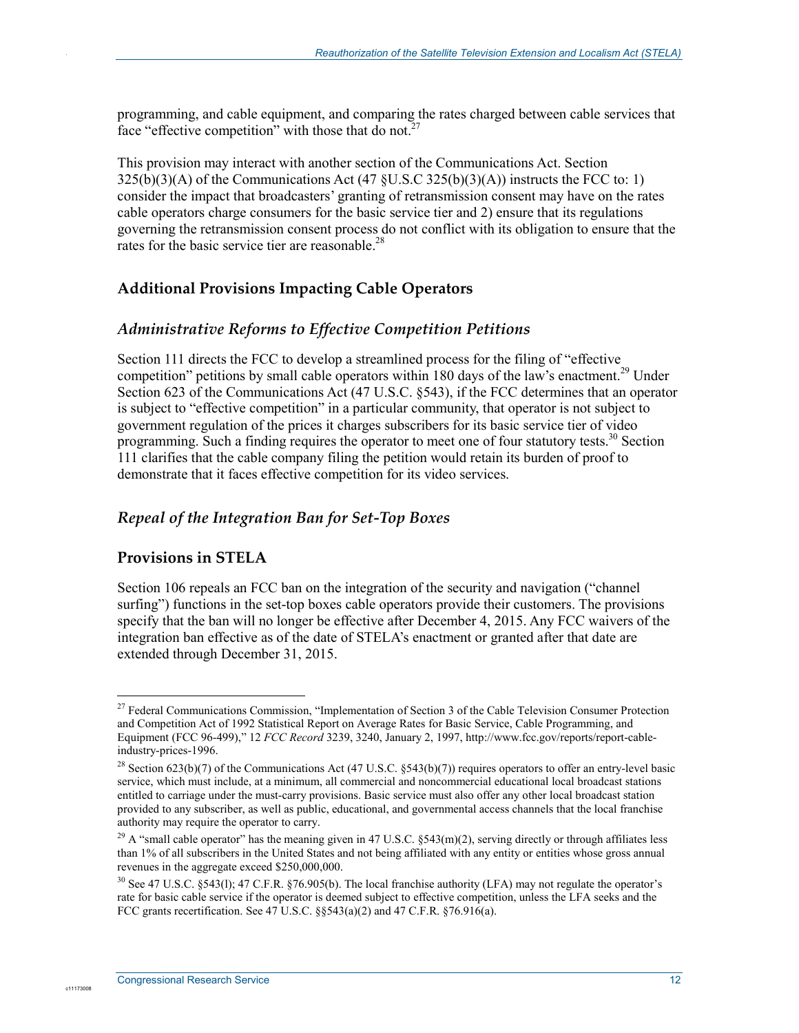programming, and cable equipment, and comparing the rates charged between cable services that face "effective competition" with those that do not.[27]

This provision may interact with another section of the Communications Act. Section 325(b)(3)(A) of the Communications Act (47 §U.S.C 325(b)(3)(A)) instructs the FCC to: 1) consider the impact that broadcasters' granting of retransmission consent may have on the rates cable operators charge consumers for the basic service tier and 2) ensure that its regulations governing the retransmission consent process do not conflict with its obligation to ensure that the rates for the basic service tier are reasonable.[28]

## Additional Provisions Impacting Cable Operators

### *Administrative Reforms to Effective Competition Petitions*

Section 111 directs the FCC to develop a streamlined process for the filing of "effective competition" petitions by small cable operators within 180 days of the law's enactment.[29] Under Section 623 of the Communications Act (47 U.S.C. §543), if the FCC determines that an operator is subject to "effective competition" in a particular community, that operator is not subject to government regulation of the prices it charges subscribers for its basic service tier of video programming. Such a finding requires the operator to meet one of four statutory tests.[30] Section 111 clarifies that the cable company filing the petition would retain its burden of proof to demonstrate that it faces effective competition for its video services.

### *Repeal of the Integration Ban for Set-Top Boxes*

## Provisions in STELA

Section 106 repeals an FCC ban on the integration of the security and navigation ("channel surfing") functions in the set-top boxes cable operators provide their customers. The provisions specify that the ban will no longer be effective after December 4, 2015. Any FCC waivers of the integration ban effective as of the date of STELA's enactment or granted after that date are extended through December 31, 2015.

---

[27] Federal Communications Commission, "Implementation of Section 3 of the Cable Television Consumer Protection and Competition Act of 1992 Statistical Report on Average Rates for Basic Service, Cable Programming, and Equipment (FCC 96-499)," 12 *FCC Record* 3239, 3240, January 2, 1997, http://www.fcc.gov/reports/report-cable-industry-prices-1996.

[28] Section 623(b)(7) of the Communications Act (47 U.S.C. §543(b)(7)) requires operators to offer an entry-level basic service, which must include, at a minimum, all commercial and noncommercial educational local broadcast stations entitled to carriage under the must-carry provisions. Basic service must also offer any other local broadcast station provided to any subscriber, as well as public, educational, and governmental access channels that the local franchise authority may require the operator to carry.

[29] A "small cable operator" has the meaning given in 47 U.S.C. §543(m)(2), serving directly or through affiliates less than 1% of all subscribers in the United States and not being affiliated with any entity or entities whose gross annual revenues in the aggregate exceed $250,000,000.

[30] See 47 U.S.C. §543(l); 47 C.F.R. §76.905(b). The local franchise authority (LFA) may not regulate the operator's rate for basic cable service if the operator is deemed subject to effective competition, unless the LFA seeks and the FCC grants recertification. See 47 U.S.C. §§543(a)(2) and 47 C.F.R. §76.916(a).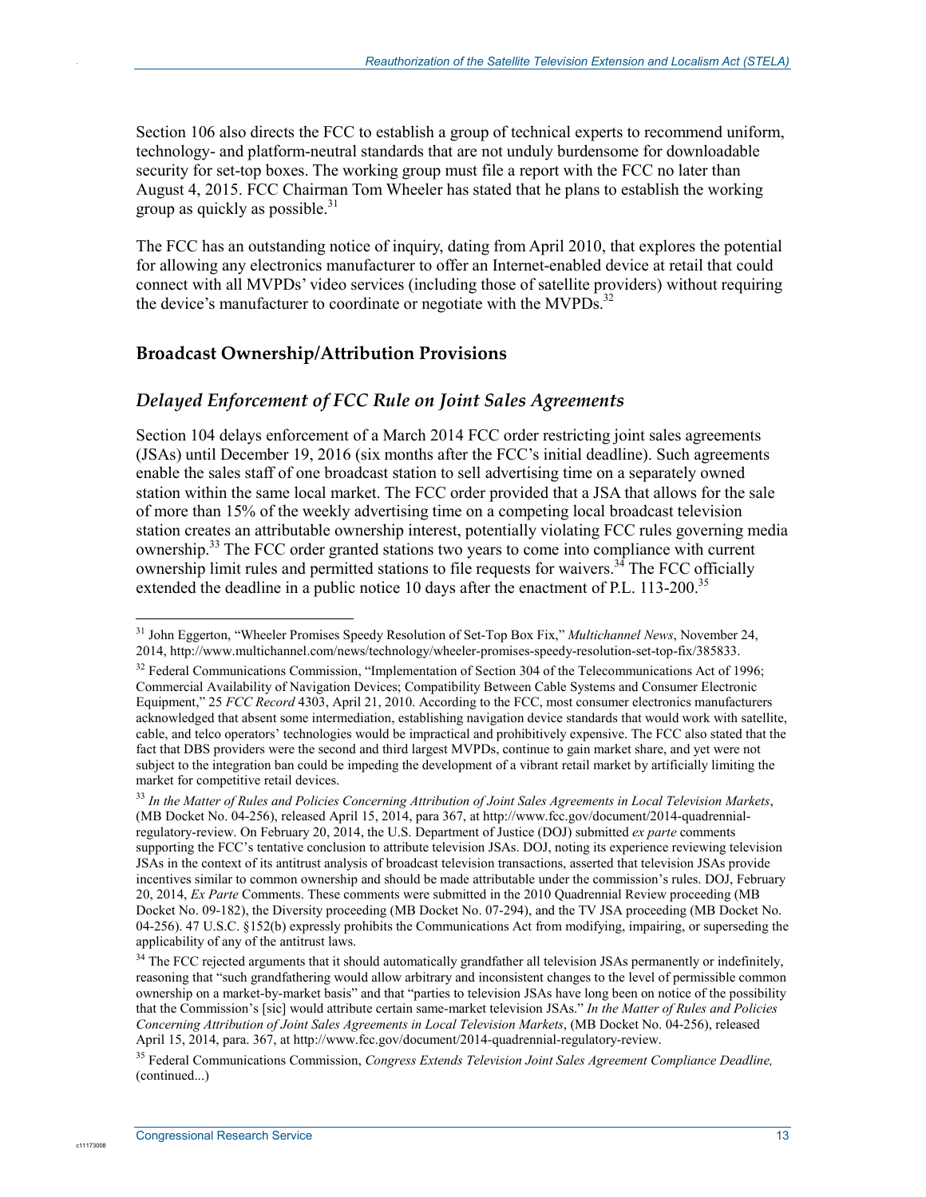Section 106 also directs the FCC to establish a group of technical experts to recommend uniform, technology- and platform-neutral standards that are not unduly burdensome for downloadable security for set-top boxes. The working group must file a report with the FCC no later than August 4, 2015. FCC Chairman Tom Wheeler has stated that he plans to establish the working group as quickly as possible.[31]

The FCC has an outstanding notice of inquiry, dating from April 2010, that explores the potential for allowing any electronics manufacturer to offer an Internet-enabled device at retail that could connect with all MVPDs' video services (including those of satellite providers) without requiring the device's manufacturer to coordinate or negotiate with the MVPDs.[32]

## Broadcast Ownership/Attribution Provisions

### *Delayed Enforcement of FCC Rule on Joint Sales Agreements*

Section 104 delays enforcement of a March 2014 FCC order restricting joint sales agreements (JSAs) until December 19, 2016 (six months after the FCC's initial deadline). Such agreements enable the sales staff of one broadcast station to sell advertising time on a separately owned station within the same local market. The FCC order provided that a JSA that allows for the sale of more than 15% of the weekly advertising time on a competing local broadcast television station creates an attributable ownership interest, potentially violating FCC rules governing media ownership.[33] The FCC order granted stations two years to come into compliance with current ownership limit rules and permitted stations to file requests for waivers.[34] The FCC officially extended the deadline in a public notice 10 days after the enactment of P.L. 113-200.[35]

---

[31] John Eggerton, "Wheeler Promises Speedy Resolution of Set-Top Box Fix," *Multichannel News*, November 24, 2014, http://www.multichannel.com/news/technology/wheeler-promises-speedy-resolution-set-top-fix/385833.

[32] Federal Communications Commission, "Implementation of Section 304 of the Telecommunications Act of 1996; Commercial Availability of Navigation Devices; Compatibility Between Cable Systems and Consumer Electronic Equipment," 25 *FCC Record* 4303, April 21, 2010. According to the FCC, most consumer electronics manufacturers acknowledged that absent some intermediation, establishing navigation device standards that would work with satellite, cable, and telco operators' technologies would be impractical and prohibitively expensive. The FCC also stated that the fact that DBS providers were the second and third largest MVPDs, continue to gain market share, and yet were not subject to the integration ban could be impeding the development of a vibrant retail market by artificially limiting the market for competitive retail devices.

[33] *In the Matter of Rules and Policies Concerning Attribution of Joint Sales Agreements in Local Television Markets*, (MB Docket No. 04-256), released April 15, 2014, para 367, at http://www.fcc.gov/document/2014-quadrennial-regulatory-review. On February 20, 2014, the U.S. Department of Justice (DOJ) submitted *ex parte* comments supporting the FCC's tentative conclusion to attribute television JSAs. DOJ, noting its experience reviewing television JSAs in the context of its antitrust analysis of broadcast television transactions, asserted that television JSAs provide incentives similar to common ownership and should be made attributable under the commission's rules. DOJ, February 20, 2014, *Ex Parte* Comments. These comments were submitted in the 2010 Quadrennial Review proceeding (MB Docket No. 09-182), the Diversity proceeding (MB Docket No. 07-294), and the TV JSA proceeding (MB Docket No. 04-256). 47 U.S.C. §152(b) expressly prohibits the Communications Act from modifying, impairing, or superseding the applicability of any of the antitrust laws.

[34] The FCC rejected arguments that it should automatically grandfather all television JSAs permanently or indefinitely, reasoning that "such grandfathering would allow arbitrary and inconsistent changes to the level of permissible common ownership on a market-by-market basis" and that "parties to television JSAs have long been on notice of the possibility that the Commission's [sic] would attribute certain same-market television JSAs." *In the Matter of Rules and Policies Concerning Attribution of Joint Sales Agreements in Local Television Markets*, (MB Docket No. 04-256), released April 15, 2014, para. 367, at http://www.fcc.gov/document/2014-quadrennial-regulatory-review.

[35] Federal Communications Commission, *Congress Extends Television Joint Sales Agreement Compliance Deadline,* (continued...)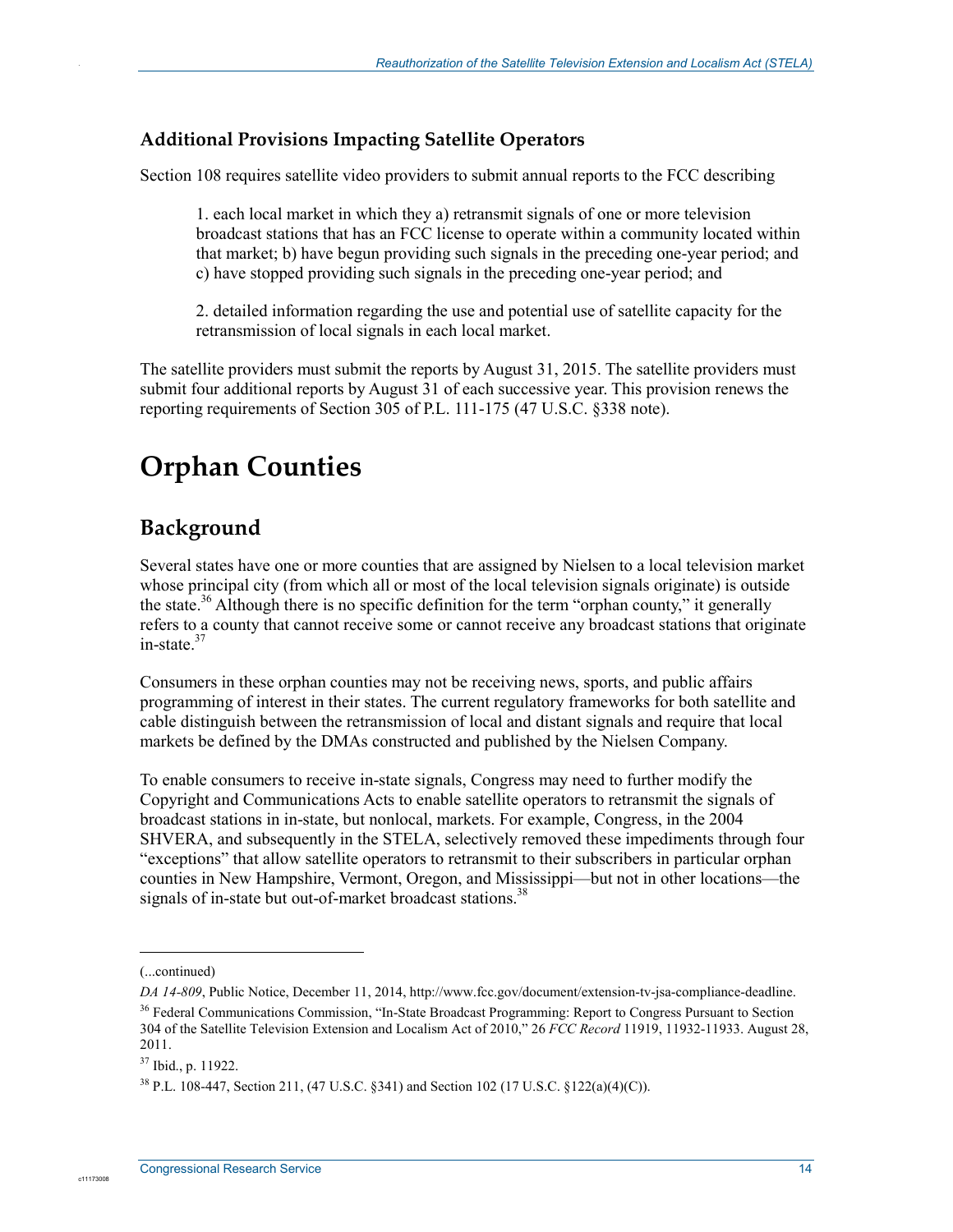### Additional Provisions Impacting Satellite Operators

Section 108 requires satellite video providers to submit annual reports to the FCC describing

> 1. each local market in which they a) retransmit signals of one or more television broadcast stations that has an FCC license to operate within a community located within that market; b) have begun providing such signals in the preceding one-year period; and c) have stopped providing such signals in the preceding one-year period; and
>
> 2. detailed information regarding the use and potential use of satellite capacity for the retransmission of local signals in each local market.

The satellite providers must submit the reports by August 31, 2015. The satellite providers must submit four additional reports by August 31 of each successive year. This provision renews the reporting requirements of Section 305 of P.L. 111-175 (47 U.S.C. §338 note).

# Orphan Counties

## Background

Several states have one or more counties that are assigned by Nielsen to a local television market whose principal city (from which all or most of the local television signals originate) is outside the state.[36] Although there is no specific definition for the term "orphan county," it generally refers to a county that cannot receive some or cannot receive any broadcast stations that originate in-state.[37]

Consumers in these orphan counties may not be receiving news, sports, and public affairs programming of interest in their states. The current regulatory frameworks for both satellite and cable distinguish between the retransmission of local and distant signals and require that local markets be defined by the DMAs constructed and published by the Nielsen Company.

To enable consumers to receive in-state signals, Congress may need to further modify the Copyright and Communications Acts to enable satellite operators to retransmit the signals of broadcast stations in in-state, but nonlocal, markets. For example, Congress, in the 2004 SHVERA, and subsequently in the STELA, selectively removed these impediments through four "exceptions" that allow satellite operators to retransmit to their subscribers in particular orphan counties in New Hampshire, Vermont, Oregon, and Mississippi—but not in other locations—the signals of in-state but out-of-market broadcast stations.[38]

---

(...continued)

*DA 14-809*, Public Notice, December 11, 2014, http://www.fcc.gov/document/extension-tv-jsa-compliance-deadline.

[36] Federal Communications Commission, "In-State Broadcast Programming: Report to Congress Pursuant to Section 304 of the Satellite Television Extension and Localism Act of 2010," 26 *FCC Record* 11919, 11932-11933. August 28, 2011.

[37] Ibid., p. 11922.

[38] P.L. 108-447, Section 211, (47 U.S.C. §341) and Section 102 (17 U.S.C. §122(a)(4)(C)).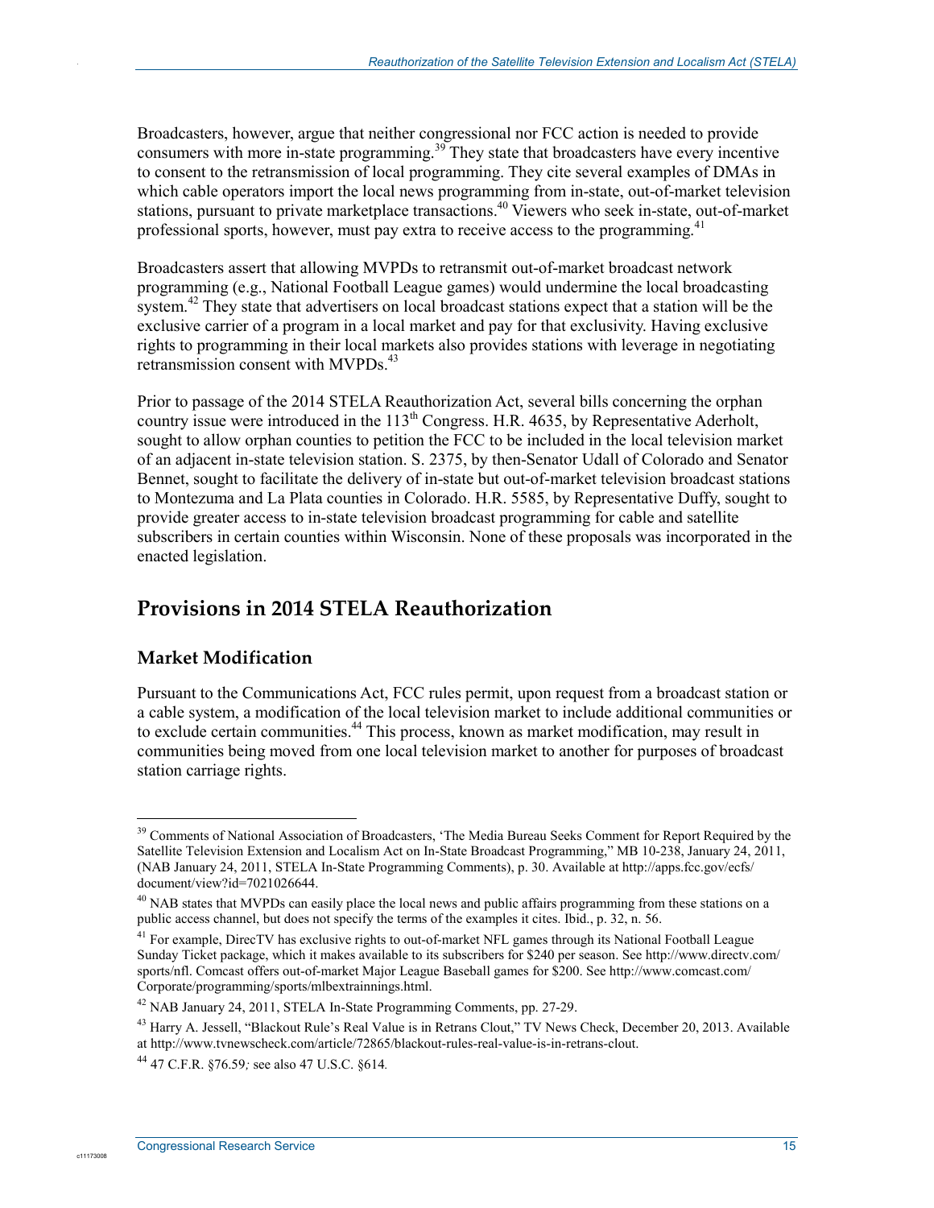Broadcasters, however, argue that neither congressional nor FCC action is needed to provide consumers with more in-state programming.[39] They state that broadcasters have every incentive to consent to the retransmission of local programming. They cite several examples of DMAs in which cable operators import the local news programming from in-state, out-of-market television stations, pursuant to private marketplace transactions.[40] Viewers who seek in-state, out-of-market professional sports, however, must pay extra to receive access to the programming.[41]

Broadcasters assert that allowing MVPDs to retransmit out-of-market broadcast network programming (e.g., National Football League games) would undermine the local broadcasting system.[42] They state that advertisers on local broadcast stations expect that a station will be the exclusive carrier of a program in a local market and pay for that exclusivity. Having exclusive rights to programming in their local markets also provides stations with leverage in negotiating retransmission consent with MVPDs.[43]

Prior to passage of the 2014 STELA Reauthorization Act, several bills concerning the orphan country issue were introduced in the 113th Congress. H.R. 4635, by Representative Aderholt, sought to allow orphan counties to petition the FCC to be included in the local television market of an adjacent in-state television station. S. 2375, by then-Senator Udall of Colorado and Senator Bennet, sought to facilitate the delivery of in-state but out-of-market television broadcast stations to Montezuma and La Plata counties in Colorado. H.R. 5585, by Representative Duffy, sought to provide greater access to in-state television broadcast programming for cable and satellite subscribers in certain counties within Wisconsin. None of these proposals was incorporated in the enacted legislation.

## Provisions in 2014 STELA Reauthorization

### Market Modification

Pursuant to the Communications Act, FCC rules permit, upon request from a broadcast station or a cable system, a modification of the local television market to include additional communities or to exclude certain communities.[44] This process, known as market modification, may result in communities being moved from one local television market to another for purposes of broadcast station carriage rights.

---

[39] Comments of National Association of Broadcasters, 'The Media Bureau Seeks Comment for Report Required by the Satellite Television Extension and Localism Act on In-State Broadcast Programming," MB 10-238, January 24, 2011, (NAB January 24, 2011, STELA In-State Programming Comments), p. 30. Available at http://apps.fcc.gov/ecfs/document/view?id=7021026644.

[40] NAB states that MVPDs can easily place the local news and public affairs programming from these stations on a public access channel, but does not specify the terms of the examples it cites. Ibid., p. 32, n. 56.

[41] For example, DirecTV has exclusive rights to out-of-market NFL games through its National Football League Sunday Ticket package, which it makes available to its subscribers for $240 per season. See http://www.directv.com/sports/nfl. Comcast offers out-of-market Major League Baseball games for $200. See http://www.comcast.com/Corporate/programming/sports/mlbextrainnings.html.

[42] NAB January 24, 2011, STELA In-State Programming Comments, pp. 27-29.

[43] Harry A. Jessell, "Blackout Rule's Real Value is in Retrans Clout," TV News Check, December 20, 2013. Available at http://www.tvnewscheck.com/article/72865/blackout-rules-real-value-is-in-retrans-clout.

[44] 47 C.F.R. §76.59; see also 47 U.S.C. §614.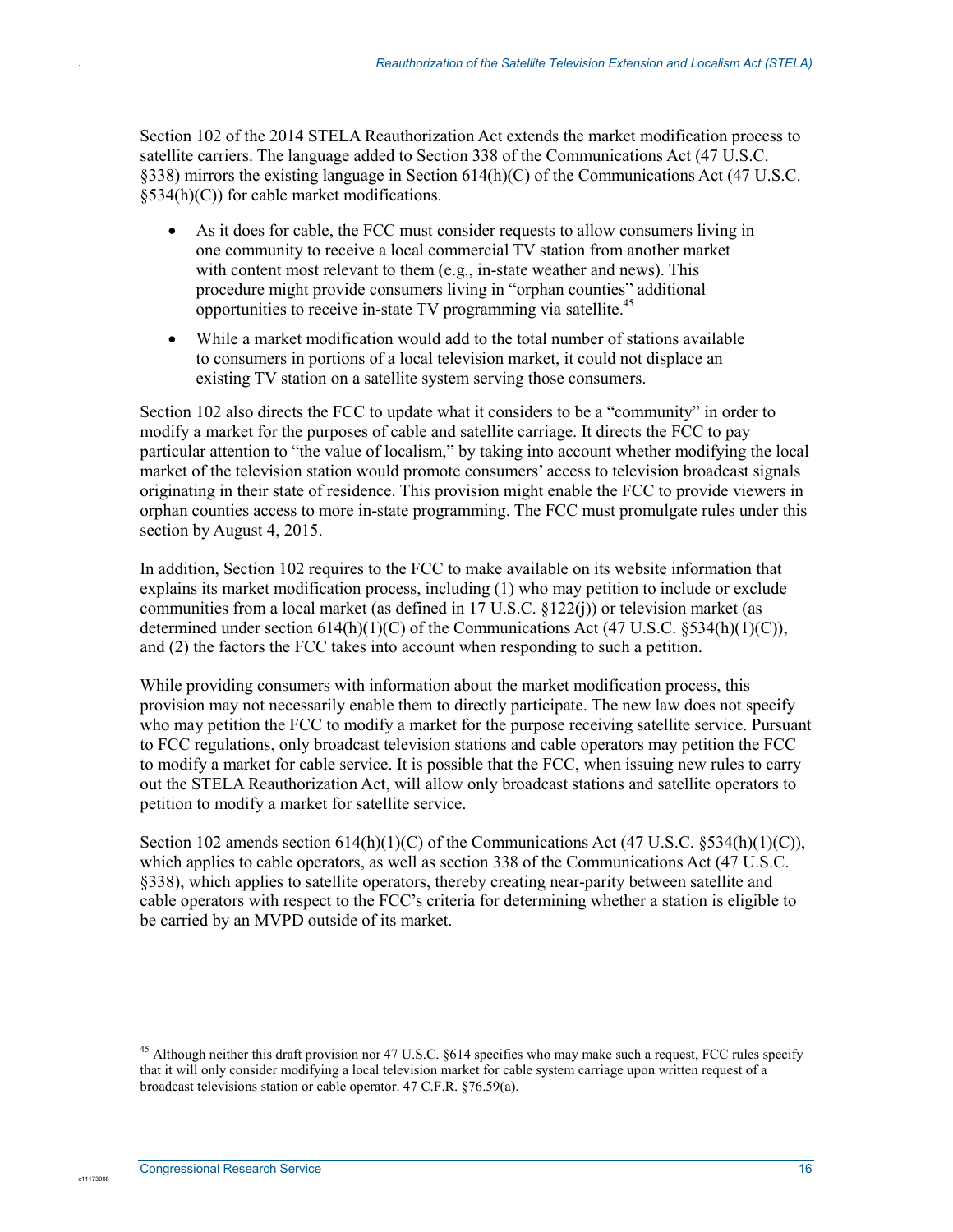Section 102 of the 2014 STELA Reauthorization Act extends the market modification process to satellite carriers. The language added to Section 338 of the Communications Act (47 U.S.C. §338) mirrors the existing language in Section 614(h)(C) of the Communications Act (47 U.S.C. §534(h)(C)) for cable market modifications.

- As it does for cable, the FCC must consider requests to allow consumers living in one community to receive a local commercial TV station from another market with content most relevant to them (e.g., in-state weather and news). This procedure might provide consumers living in "orphan counties" additional opportunities to receive in-state TV programming via satellite.[45]
- While a market modification would add to the total number of stations available to consumers in portions of a local television market, it could not displace an existing TV station on a satellite system serving those consumers.

Section 102 also directs the FCC to update what it considers to be a "community" in order to modify a market for the purposes of cable and satellite carriage. It directs the FCC to pay particular attention to "the value of localism," by taking into account whether modifying the local market of the television station would promote consumers' access to television broadcast signals originating in their state of residence. This provision might enable the FCC to provide viewers in orphan counties access to more in-state programming. The FCC must promulgate rules under this section by August 4, 2015.

In addition, Section 102 requires to the FCC to make available on its website information that explains its market modification process, including (1) who may petition to include or exclude communities from a local market (as defined in 17 U.S.C. §122(j)) or television market (as determined under section 614(h)(1)(C) of the Communications Act (47 U.S.C. §534(h)(1)(C)), and (2) the factors the FCC takes into account when responding to such a petition.

While providing consumers with information about the market modification process, this provision may not necessarily enable them to directly participate. The new law does not specify who may petition the FCC to modify a market for the purpose receiving satellite service. Pursuant to FCC regulations, only broadcast television stations and cable operators may petition the FCC to modify a market for cable service. It is possible that the FCC, when issuing new rules to carry out the STELA Reauthorization Act, will allow only broadcast stations and satellite operators to petition to modify a market for satellite service.

Section 102 amends section 614(h)(1)(C) of the Communications Act (47 U.S.C. §534(h)(1)(C)), which applies to cable operators, as well as section 338 of the Communications Act (47 U.S.C. §338), which applies to satellite operators, thereby creating near-parity between satellite and cable operators with respect to the FCC's criteria for determining whether a station is eligible to be carried by an MVPD outside of its market.

---

[45] Although neither this draft provision nor 47 U.S.C. §614 specifies who may make such a request, FCC rules specify that it will only consider modifying a local television market for cable system carriage upon written request of a broadcast televisions station or cable operator. 47 C.F.R. §76.59(a).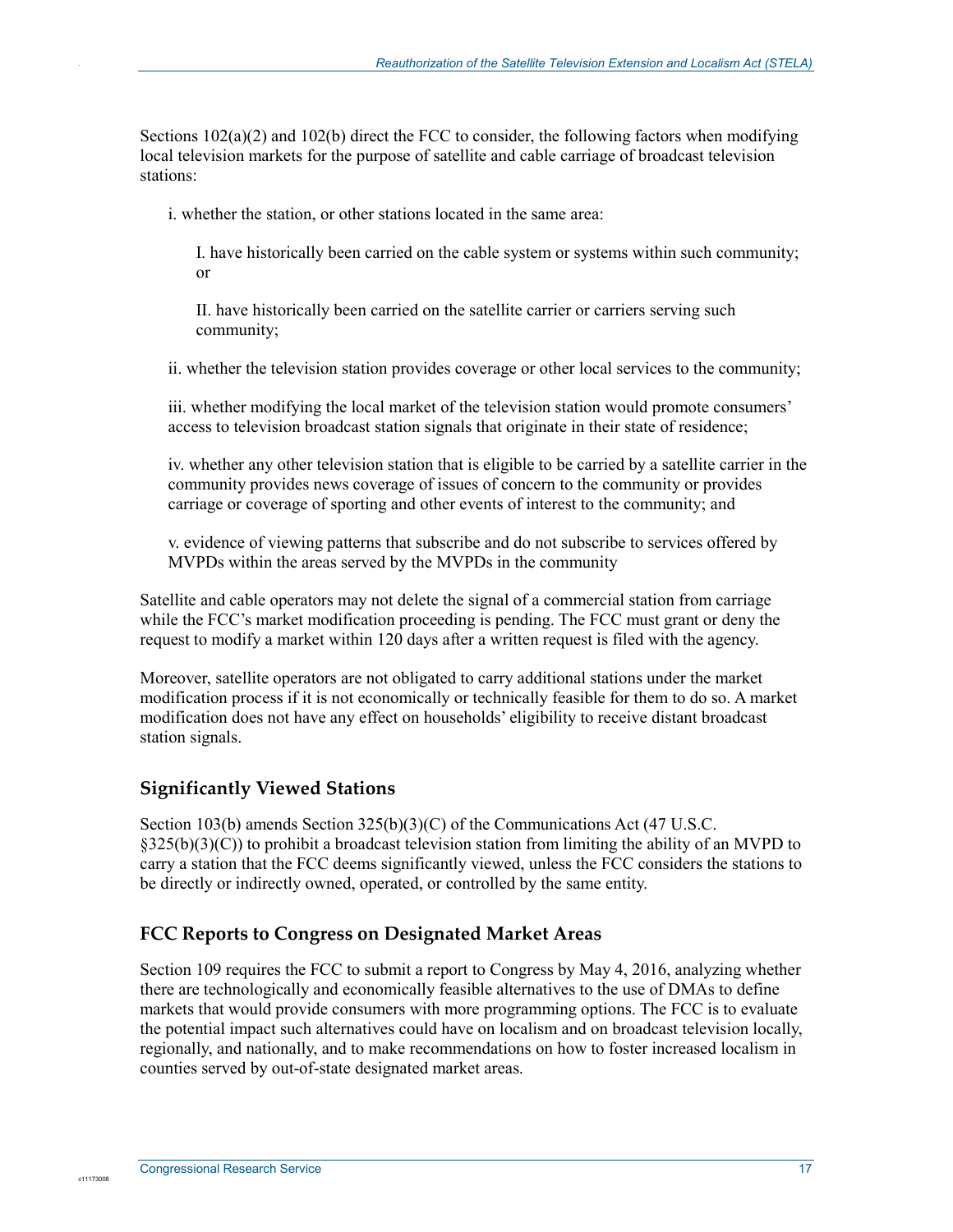Sections 102(a)(2) and 102(b) direct the FCC to consider, the following factors when modifying local television markets for the purpose of satellite and cable carriage of broadcast television stations:

i. whether the station, or other stations located in the same area:

I. have historically been carried on the cable system or systems within such community; or

II. have historically been carried on the satellite carrier or carriers serving such community;

ii. whether the television station provides coverage or other local services to the community;

iii. whether modifying the local market of the television station would promote consumers' access to television broadcast station signals that originate in their state of residence;

iv. whether any other television station that is eligible to be carried by a satellite carrier in the community provides news coverage of issues of concern to the community or provides carriage or coverage of sporting and other events of interest to the community; and

v. evidence of viewing patterns that subscribe and do not subscribe to services offered by MVPDs within the areas served by the MVPDs in the community

Satellite and cable operators may not delete the signal of a commercial station from carriage while the FCC's market modification proceeding is pending. The FCC must grant or deny the request to modify a market within 120 days after a written request is filed with the agency.

Moreover, satellite operators are not obligated to carry additional stations under the market modification process if it is not economically or technically feasible for them to do so. A market modification does not have any effect on households' eligibility to receive distant broadcast station signals.

## Significantly Viewed Stations

Section 103(b) amends Section 325(b)(3)(C) of the Communications Act (47 U.S.C. §325(b)(3)(C)) to prohibit a broadcast television station from limiting the ability of an MVPD to carry a station that the FCC deems significantly viewed, unless the FCC considers the stations to be directly or indirectly owned, operated, or controlled by the same entity.

## FCC Reports to Congress on Designated Market Areas

Section 109 requires the FCC to submit a report to Congress by May 4, 2016, analyzing whether there are technologically and economically feasible alternatives to the use of DMAs to define markets that would provide consumers with more programming options. The FCC is to evaluate the potential impact such alternatives could have on localism and on broadcast television locally, regionally, and nationally, and to make recommendations on how to foster increased localism in counties served by out-of-state designated market areas.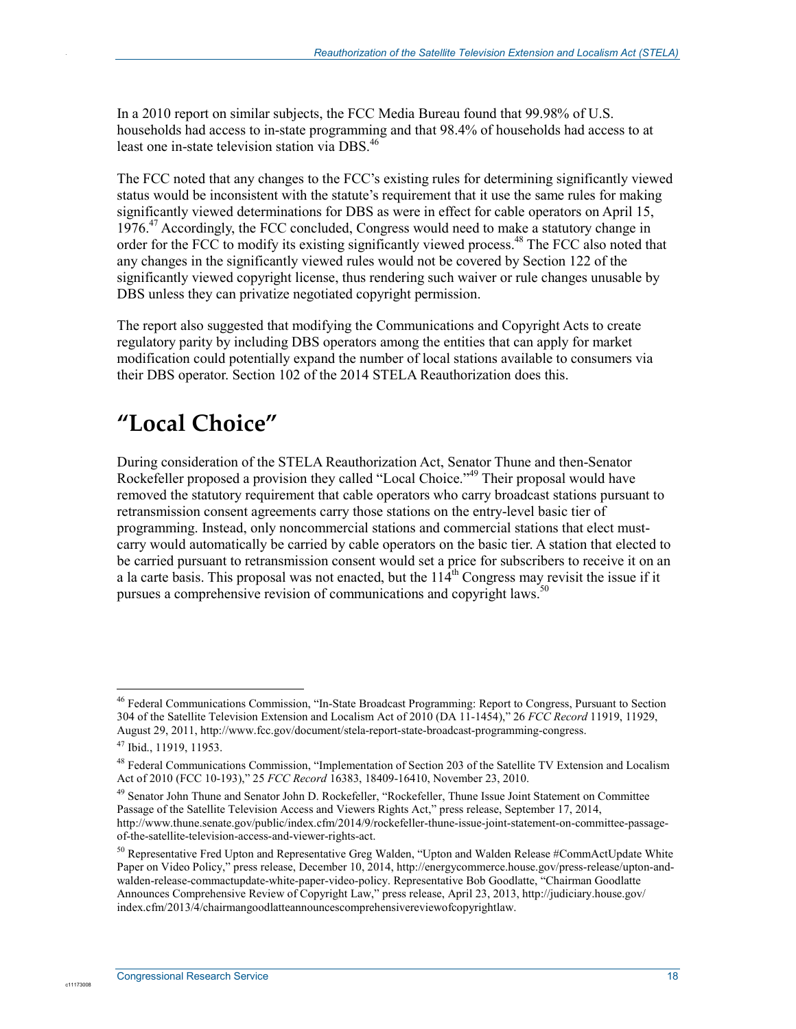In a 2010 report on similar subjects, the FCC Media Bureau found that 99.98% of U.S. households had access to in-state programming and that 98.4% of households had access to at least one in-state television station via DBS.[46]

The FCC noted that any changes to the FCC's existing rules for determining significantly viewed status would be inconsistent with the statute's requirement that it use the same rules for making significantly viewed determinations for DBS as were in effect for cable operators on April 15, 1976.[47] Accordingly, the FCC concluded, Congress would need to make a statutory change in order for the FCC to modify its existing significantly viewed process.[48] The FCC also noted that any changes in the significantly viewed rules would not be covered by Section 122 of the significantly viewed copyright license, thus rendering such waiver or rule changes unusable by DBS unless they can privatize negotiated copyright permission.

The report also suggested that modifying the Communications and Copyright Acts to create regulatory parity by including DBS operators among the entities that can apply for market modification could potentially expand the number of local stations available to consumers via their DBS operator. Section 102 of the 2014 STELA Reauthorization does this.

## "Local Choice"

During consideration of the STELA Reauthorization Act, Senator Thune and then-Senator Rockefeller proposed a provision they called "Local Choice."[49] Their proposal would have removed the statutory requirement that cable operators who carry broadcast stations pursuant to retransmission consent agreements carry those stations on the entry-level basic tier of programming. Instead, only noncommercial stations and commercial stations that elect must-carry would automatically be carried by cable operators on the basic tier. A station that elected to be carried pursuant to retransmission consent would set a price for subscribers to receive it on an a la carte basis. This proposal was not enacted, but the 114th Congress may revisit the issue if it pursues a comprehensive revision of communications and copyright laws.[50]

---

[46] Federal Communications Commission, "In-State Broadcast Programming: Report to Congress, Pursuant to Section 304 of the Satellite Television Extension and Localism Act of 2010 (DA 11-1454)," 26 *FCC Record* 11919, 11929, August 29, 2011, http://www.fcc.gov/document/stela-report-state-broadcast-programming-congress.

[47] Ibid., 11919, 11953.

[48] Federal Communications Commission, "Implementation of Section 203 of the Satellite TV Extension and Localism Act of 2010 (FCC 10-193)," 25 *FCC Record* 16383, 18409-16410, November 23, 2010.

[49] Senator John Thune and Senator John D. Rockefeller, "Rockefeller, Thune Issue Joint Statement on Committee Passage of the Satellite Television Access and Viewers Rights Act," press release, September 17, 2014, http://www.thune.senate.gov/public/index.cfm/2014/9/rockefeller-thune-issue-joint-statement-on-committee-passage-of-the-satellite-television-access-and-viewer-rights-act.

[50] Representative Fred Upton and Representative Greg Walden, "Upton and Walden Release #CommActUpdate White Paper on Video Policy," press release, December 10, 2014, http://energycommerce.house.gov/press-release/upton-and-walden-release-commactupdate-white-paper-video-policy. Representative Bob Goodlatte, "Chairman Goodlatte Announces Comprehensive Review of Copyright Law," press release, April 23, 2013, http://judiciary.house.gov/index.cfm/2013/4/chairmangoodlatteannouncescomprehensivereviewofcopyrightlaw.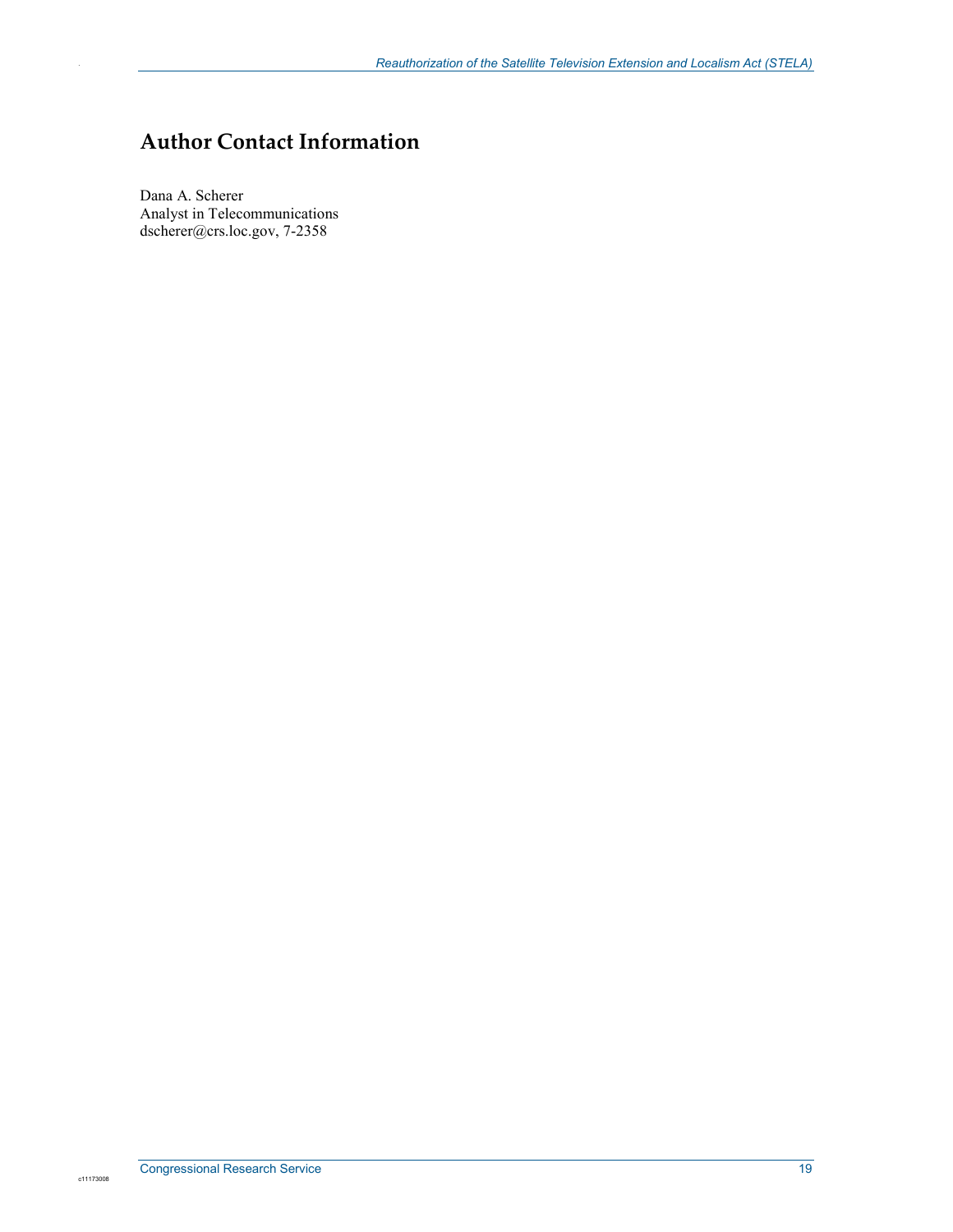## Author Contact Information

Dana A. Scherer
Analyst in Telecommunications
dscherer@crs.loc.gov, 7-2358